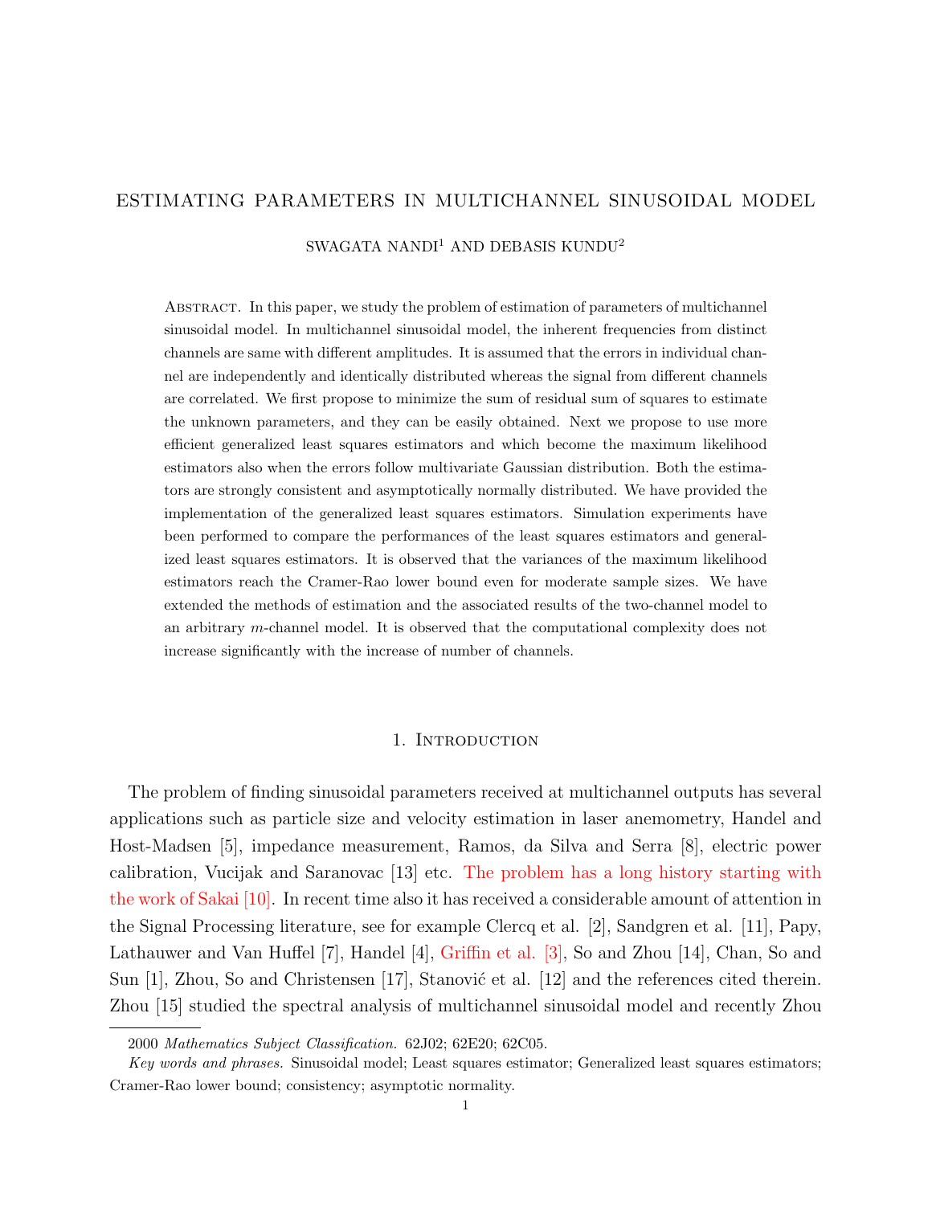# ESTIMATING PARAMETERS IN MULTICHANNEL SINUSOIDAL MODEL

SWAGATA NANDI[1] AND DEBASIS KUNDU[2]

ABSTRACT. In this paper, we study the problem of estimation of parameters of multichannel sinusoidal model. In multichannel sinusoidal model, the inherent frequencies from distinct channels are same with different amplitudes. It is assumed that the errors in individual channel are independently and identically distributed whereas the signal from different channels are correlated. We first propose to minimize the sum of residual sum of squares to estimate the unknown parameters, and they can be easily obtained. Next we propose to use more efficient generalized least squares estimators and which become the maximum likelihood estimators also when the errors follow multivariate Gaussian distribution. Both the estimators are strongly consistent and asymptotically normally distributed. We have provided the implementation of the generalized least squares estimators. Simulation experiments have been performed to compare the performances of the least squares estimators and generalized least squares estimators. It is observed that the variances of the maximum likelihood estimators reach the Cramer-Rao lower bound even for moderate sample sizes. We have extended the methods of estimation and the associated results of the two-channel model to an arbitrary $m$-channel model. It is observed that the computational complexity does not increase significantly with the increase of number of channels.

## 1. Introduction

The problem of finding sinusoidal parameters received at multichannel outputs has several applications such as particle size and velocity estimation in laser anemometry, Handel and Host-Madsen [5], impedance measurement, Ramos, da Silva and Serra [8], electric power calibration, Vucijak and Saranovac [13] etc. The problem has a long history starting with the work of Sakai [10]. In recent time also it has received a considerable amount of attention in the Signal Processing literature, see for example Clercq et al. [2], Sandgren et al. [11], Papy, Lathauwer and Van Huffel [7], Handel [4], Griffin et al. [3], So and Zhou [14], Chan, So and Sun [1], Zhou, So and Christensen [17], Stanović et al. [12] and the references cited therein. Zhou [15] studied the spectral analysis of multichannel sinusoidal model and recently Zhou

2000 *Mathematics Subject Classification.* 62J02; 62E20; 62C05.

*Key words and phrases.* Sinusoidal model; Least squares estimator; Generalized least squares estimators; Cramer-Rao lower bound; consistency; asymptotic normality.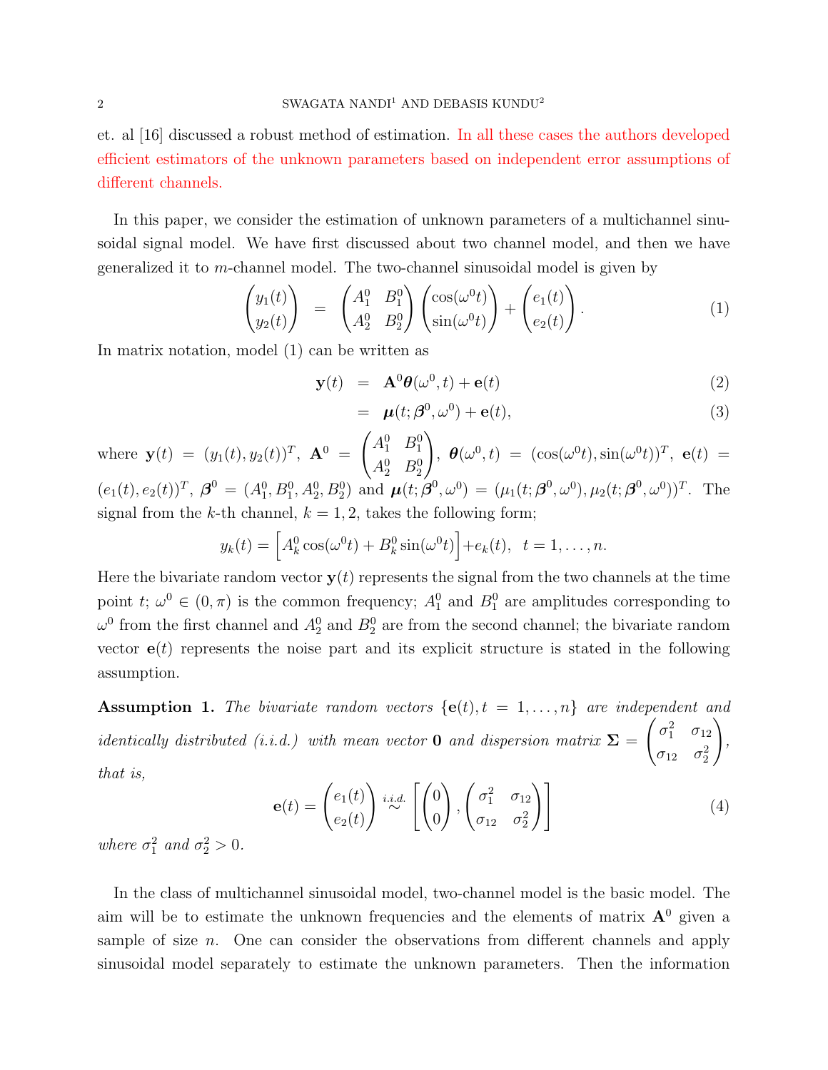et. al [16] discussed a robust method of estimation. In all these cases the authors developed efficient estimators of the unknown parameters based on independent error assumptions of different channels.

In this paper, we consider the estimation of unknown parameters of a multichannel sinusoidal signal model. We have first discussed about two channel model, and then we have generalized it to $m$-channel model. The two-channel sinusoidal model is given by

$$\begin{pmatrix} y_1(t) \\ y_2(t) \end{pmatrix} = \begin{pmatrix} A_1^0 & B_1^0 \\ A_2^0 & B_2^0 \end{pmatrix} \begin{pmatrix} \cos(\omega^0 t) \\ \sin(\omega^0 t) \end{pmatrix} + \begin{pmatrix} e_1(t) \\ e_2(t) \end{pmatrix}. \tag{1}$$

In matrix notation, model (1) can be written as

$$\mathbf{y}(t) = \mathbf{A}^0 \boldsymbol{\theta}(\omega^0, t) + \mathbf{e}(t) \tag{2}$$

$$= \boldsymbol{\mu}(t; \boldsymbol{\beta}^0, \omega^0) + \mathbf{e}(t), \tag{3}$$

where $\mathbf{y}(t) = (y_1(t), y_2(t))^T$, $\mathbf{A}^0 = \begin{pmatrix} A_1^0 & B_1^0 \\ A_2^0 & B_2^0 \end{pmatrix}$, $\boldsymbol{\theta}(\omega^0, t) = (\cos(\omega^0 t), \sin(\omega^0 t))^T$, $\mathbf{e}(t) = (e_1(t), e_2(t))^T$, $\boldsymbol{\beta}^0 = (A_1^0, B_1^0, A_2^0, B_2^0)$ and $\boldsymbol{\mu}(t; \boldsymbol{\beta}^0, \omega^0) = (\mu_1(t; \boldsymbol{\beta}^0, \omega^0), \mu_2(t; \boldsymbol{\beta}^0, \omega^0))^T$. The signal from the $k$-th channel, $k = 1, 2$, takes the following form;

$$y_k(t) = \Big[A_k^0 \cos(\omega^0 t) + B_k^0 \sin(\omega^0 t)\Big] + e_k(t), \quad t = 1, \ldots, n.$$

Here the bivariate random vector $\mathbf{y}(t)$ represents the signal from the two channels at the time point $t$; $\omega^0 \in (0, \pi)$ is the common frequency; $A_1^0$ and $B_1^0$ are amplitudes corresponding to $\omega^0$ from the first channel and $A_2^0$ and $B_2^0$ are from the second channel; the bivariate random vector $\mathbf{e}(t)$ represents the noise part and its explicit structure is stated in the following assumption.

**Assumption 1.** *The bivariate random vectors $\{\mathbf{e}(t), t = 1, \ldots, n\}$ are independent and identically distributed (i.i.d.) with mean vector $\mathbf{0}$ and dispersion matrix $\boldsymbol{\Sigma} = \begin{pmatrix} \sigma_1^2 & \sigma_{12} \\ \sigma_{12} & \sigma_2^2 \end{pmatrix}$, that is,*

$$\mathbf{e}(t) = \begin{pmatrix} e_1(t) \\ e_2(t) \end{pmatrix} \overset{i.i.d.}{\sim} \left[ \begin{pmatrix} 0 \\ 0 \end{pmatrix}, \begin{pmatrix} \sigma_1^2 & \sigma_{12} \\ \sigma_{12} & \sigma_2^2 \end{pmatrix} \right] \tag{4}$$

*where $\sigma_1^2$ and $\sigma_2^2 > 0$.*

In the class of multichannel sinusoidal model, two-channel model is the basic model. The aim will be to estimate the unknown frequencies and the elements of matrix $\mathbf{A}^0$ given a sample of size $n$. One can consider the observations from different channels and apply sinusoidal model separately to estimate the unknown parameters. Then the information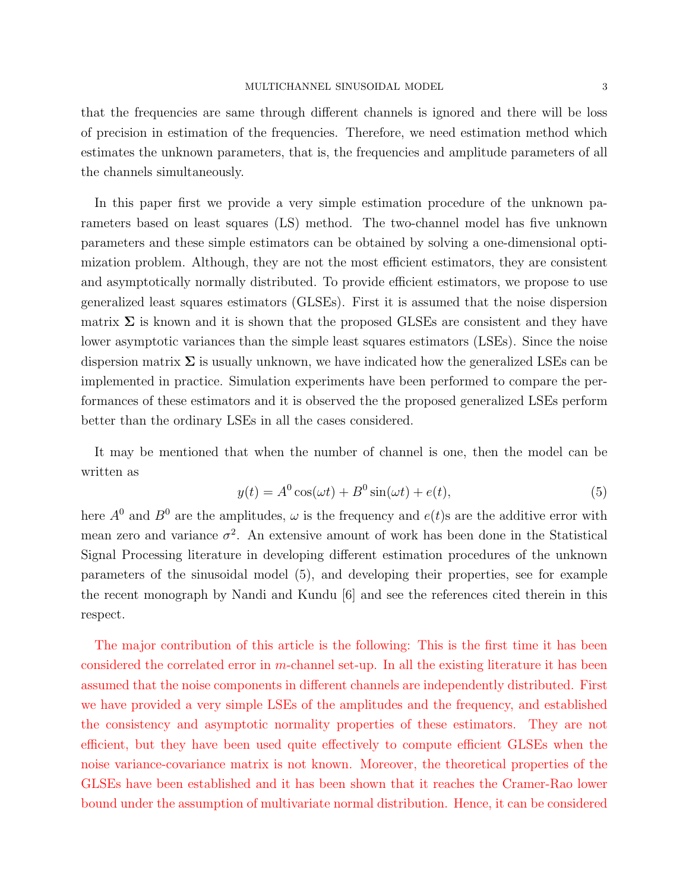that the frequencies are same through different channels is ignored and there will be loss of precision in estimation of the frequencies. Therefore, we need estimation method which estimates the unknown parameters, that is, the frequencies and amplitude parameters of all the channels simultaneously.

In this paper first we provide a very simple estimation procedure of the unknown parameters based on least squares (LS) method. The two-channel model has five unknown parameters and these simple estimators can be obtained by solving a one-dimensional optimization problem. Although, they are not the most efficient estimators, they are consistent and asymptotically normally distributed. To provide efficient estimators, we propose to use generalized least squares estimators (GLSEs). First it is assumed that the noise dispersion matrix $\mathbf{\Sigma}$ is known and it is shown that the proposed GLSEs are consistent and they have lower asymptotic variances than the simple least squares estimators (LSEs). Since the noise dispersion matrix $\mathbf{\Sigma}$ is usually unknown, we have indicated how the generalized LSEs can be implemented in practice. Simulation experiments have been performed to compare the performances of these estimators and it is observed the the proposed generalized LSEs perform better than the ordinary LSEs in all the cases considered.

It may be mentioned that when the number of channel is one, then the model can be written as

$$y(t) = A^0 \cos(\omega t) + B^0 \sin(\omega t) + e(t), \tag{5}$$

here $A^0$ and $B^0$ are the amplitudes, $\omega$ is the frequency and $e(t)$s are the additive error with mean zero and variance $\sigma^2$. An extensive amount of work has been done in the Statistical Signal Processing literature in developing different estimation procedures of the unknown parameters of the sinusoidal model (5), and developing their properties, see for example the recent monograph by Nandi and Kundu [6] and see the references cited therein in this respect.

The major contribution of this article is the following: This is the first time it has been considered the correlated error in $m$-channel set-up. In all the existing literature it has been assumed that the noise components in different channels are independently distributed. First we have provided a very simple LSEs of the amplitudes and the frequency, and established the consistency and asymptotic normality properties of these estimators. They are not efficient, but they have been used quite effectively to compute efficient GLSEs when the noise variance-covariance matrix is not known. Moreover, the theoretical properties of the GLSEs have been established and it has been shown that it reaches the Cramer-Rao lower bound under the assumption of multivariate normal distribution. Hence, it can be considered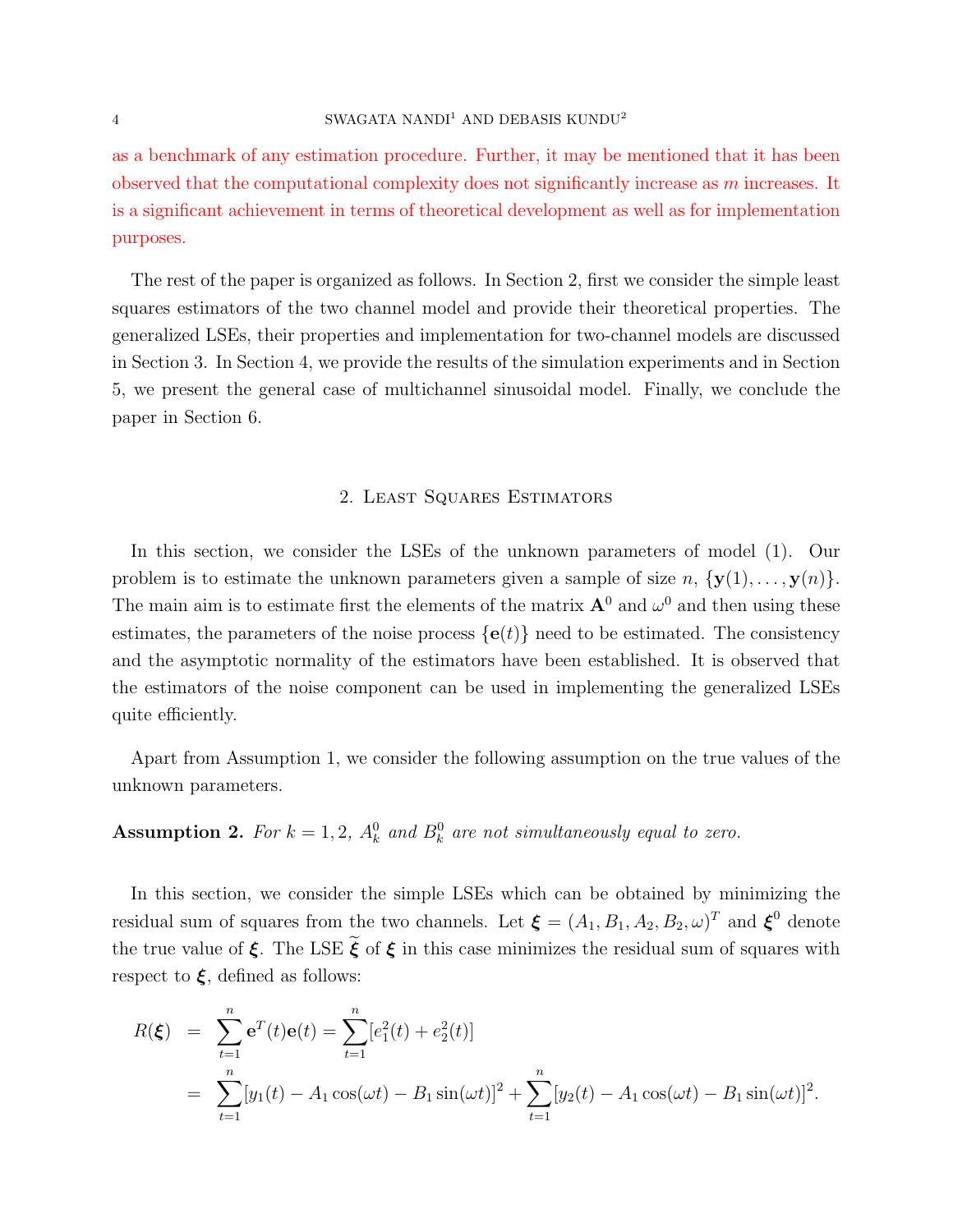as a benchmark of any estimation procedure. Further, it may be mentioned that it has been observed that the computational complexity does not significantly increase as $m$ increases. It is a significant achievement in terms of theoretical development as well as for implementation purposes.

The rest of the paper is organized as follows. In Section 2, first we consider the simple least squares estimators of the two channel model and provide their theoretical properties. The generalized LSEs, their properties and implementation for two-channel models are discussed in Section 3. In Section 4, we provide the results of the simulation experiments and in Section 5, we present the general case of multichannel sinusoidal model. Finally, we conclude the paper in Section 6.

## 2. Least Squares Estimators

In this section, we consider the LSEs of the unknown parameters of model (1). Our problem is to estimate the unknown parameters given a sample of size $n$, $\{\mathbf{y}(1), \ldots, \mathbf{y}(n)\}$. The main aim is to estimate first the elements of the matrix $\mathbf{A}^0$ and $\omega^0$ and then using these estimates, the parameters of the noise process $\{\mathbf{e}(t)\}$ need to be estimated. The consistency and the asymptotic normality of the estimators have been established. It is observed that the estimators of the noise component can be used in implementing the generalized LSEs quite efficiently.

Apart from Assumption 1, we consider the following assumption on the true values of the unknown parameters.

**Assumption 2.** *For $k = 1, 2$, $A_k^0$ and $B_k^0$ are not simultaneously equal to zero.*

In this section, we consider the simple LSEs which can be obtained by minimizing the residual sum of squares from the two channels. Let $\boldsymbol{\xi} = (A_1, B_1, A_2, B_2, \omega)^T$ and $\boldsymbol{\xi}^0$ denote the true value of $\boldsymbol{\xi}$. The LSE $\widetilde{\boldsymbol{\xi}}$ of $\boldsymbol{\xi}$ in this case minimizes the residual sum of squares with respect to $\boldsymbol{\xi}$, defined as follows:

$$
\begin{aligned}
R(\boldsymbol{\xi}) &= \sum_{t=1}^{n} \mathbf{e}^T(t)\mathbf{e}(t) = \sum_{t=1}^{n} [e_1^2(t) + e_2^2(t)] \\
&= \sum_{t=1}^{n} [y_1(t) - A_1 \cos(\omega t) - B_1 \sin(\omega t)]^2 + \sum_{t=1}^{n} [y_2(t) - A_1 \cos(\omega t) - B_1 \sin(\omega t)]^2.
\end{aligned}
$$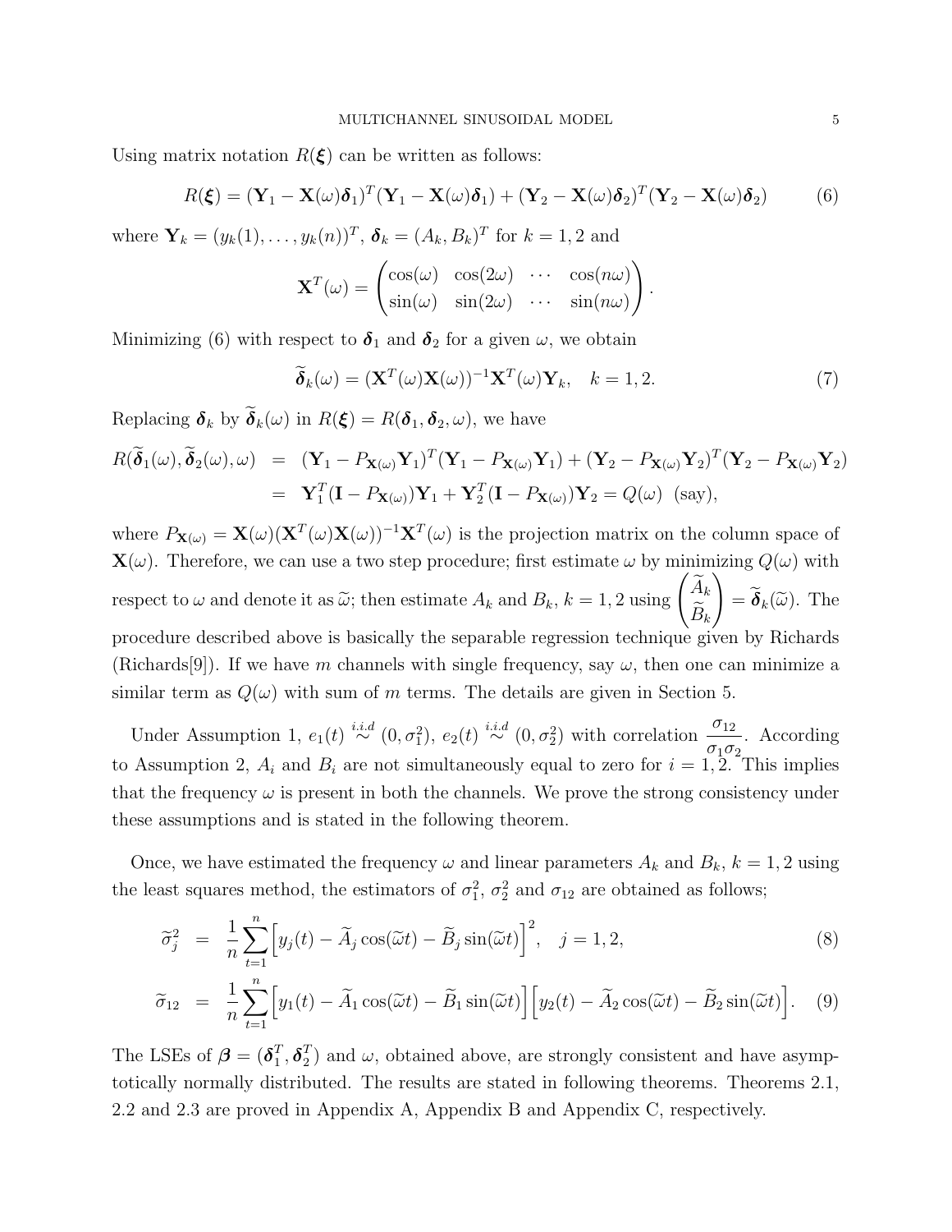Using matrix notation $R(\boldsymbol{\xi})$ can be written as follows:

$$R(\boldsymbol{\xi}) = (\mathbf{Y}_1 - \mathbf{X}(\omega)\boldsymbol{\delta}_1)^T(\mathbf{Y}_1 - \mathbf{X}(\omega)\boldsymbol{\delta}_1) + (\mathbf{Y}_2 - \mathbf{X}(\omega)\boldsymbol{\delta}_2)^T(\mathbf{Y}_2 - \mathbf{X}(\omega)\boldsymbol{\delta}_2) \tag{6}$$

where $\mathbf{Y}_k = (y_k(1), \ldots, y_k(n))^T$, $\boldsymbol{\delta}_k = (A_k, B_k)^T$ for $k = 1, 2$ and

$$\mathbf{X}^T(\omega) = \begin{pmatrix} \cos(\omega) & \cos(2\omega) & \cdots & \cos(n\omega) \\ \sin(\omega) & \sin(2\omega) & \cdots & \sin(n\omega) \end{pmatrix}.$$

Minimizing (6) with respect to $\boldsymbol{\delta}_1$ and $\boldsymbol{\delta}_2$ for a given $\omega$, we obtain

$$\widetilde{\boldsymbol{\delta}}_k(\omega) = (\mathbf{X}^T(\omega)\mathbf{X}(\omega))^{-1}\mathbf{X}^T(\omega)\mathbf{Y}_k, \quad k = 1, 2. \tag{7}$$

Replacing $\boldsymbol{\delta}_k$ by $\widetilde{\boldsymbol{\delta}}_k(\omega)$ in $R(\boldsymbol{\xi}) = R(\boldsymbol{\delta}_1, \boldsymbol{\delta}_2, \omega)$, we have

$$\begin{aligned} R(\widetilde{\boldsymbol{\delta}}_1(\omega), \widetilde{\boldsymbol{\delta}}_2(\omega), \omega) &= (\mathbf{Y}_1 - P_{\mathbf{X}(\omega)}\mathbf{Y}_1)^T(\mathbf{Y}_1 - P_{\mathbf{X}(\omega)}\mathbf{Y}_1) + (\mathbf{Y}_2 - P_{\mathbf{X}(\omega)}\mathbf{Y}_2)^T(\mathbf{Y}_2 - P_{\mathbf{X}(\omega)}\mathbf{Y}_2) \\ &= \mathbf{Y}_1^T(\mathbf{I} - P_{\mathbf{X}(\omega)})\mathbf{Y}_1 + \mathbf{Y}_2^T(\mathbf{I} - P_{\mathbf{X}(\omega)})\mathbf{Y}_2 = Q(\omega) \ \text{(say)}, \end{aligned}$$

where $P_{\mathbf{X}(\omega)} = \mathbf{X}(\omega)(\mathbf{X}^T(\omega)\mathbf{X}(\omega))^{-1}\mathbf{X}^T(\omega)$ is the projection matrix on the column space of $\mathbf{X}(\omega)$. Therefore, we can use a two step procedure; first estimate $\omega$ by minimizing $Q(\omega)$ with respect to $\omega$ and denote it as $\widetilde{\omega}$; then estimate $A_k$ and $B_k$, $k = 1, 2$ using $\begin{pmatrix} \widetilde{A}_k \\ \widetilde{B}_k \end{pmatrix} = \widetilde{\boldsymbol{\delta}}_k(\widetilde{\omega})$. The procedure described above is basically the separable regression technique given by Richards (Richards[9]). If we have $m$ channels with single frequency, say $\omega$, then one can minimize a similar term as $Q(\omega)$ with sum of $m$ terms. The details are given in Section 5.

Under Assumption 1, $e_1(t) \overset{i.i.d}{\sim} (0, \sigma_1^2)$, $e_2(t) \overset{i.i.d}{\sim} (0, \sigma_2^2)$ with correlation $\dfrac{\sigma_{12}}{\sigma_1\sigma_2}$. According to Assumption 2, $A_i$ and $B_i$ are not simultaneously equal to zero for $i = 1, 2$. This implies that the frequency $\omega$ is present in both the channels. We prove the strong consistency under these assumptions and is stated in the following theorem.

Once, we have estimated the frequency $\omega$ and linear parameters $A_k$ and $B_k$, $k = 1, 2$ using the least squares method, the estimators of $\sigma_1^2$, $\sigma_2^2$ and $\sigma_{12}$ are obtained as follows;

$$\widetilde{\sigma}_j^2 = \frac{1}{n}\sum_{t=1}^{n}\Big[y_j(t) - \widetilde{A}_j\cos(\widetilde{\omega}t) - \widetilde{B}_j\sin(\widetilde{\omega}t)\Big]^2, \quad j = 1, 2, \tag{8}$$

$$\widetilde{\sigma}_{12} = \frac{1}{n}\sum_{t=1}^{n}\Big[y_1(t) - \widetilde{A}_1\cos(\widetilde{\omega}t) - \widetilde{B}_1\sin(\widetilde{\omega}t)\Big]\Big[y_2(t) - \widetilde{A}_2\cos(\widetilde{\omega}t) - \widetilde{B}_2\sin(\widetilde{\omega}t)\Big]. \tag{9}$$

The LSEs of $\boldsymbol{\beta} = (\boldsymbol{\delta}_1^T, \boldsymbol{\delta}_2^T)$ and $\omega$, obtained above, are strongly consistent and have asymptotically normally distributed. The results are stated in following theorems. Theorems 2.1, 2.2 and 2.3 are proved in Appendix A, Appendix B and Appendix C, respectively.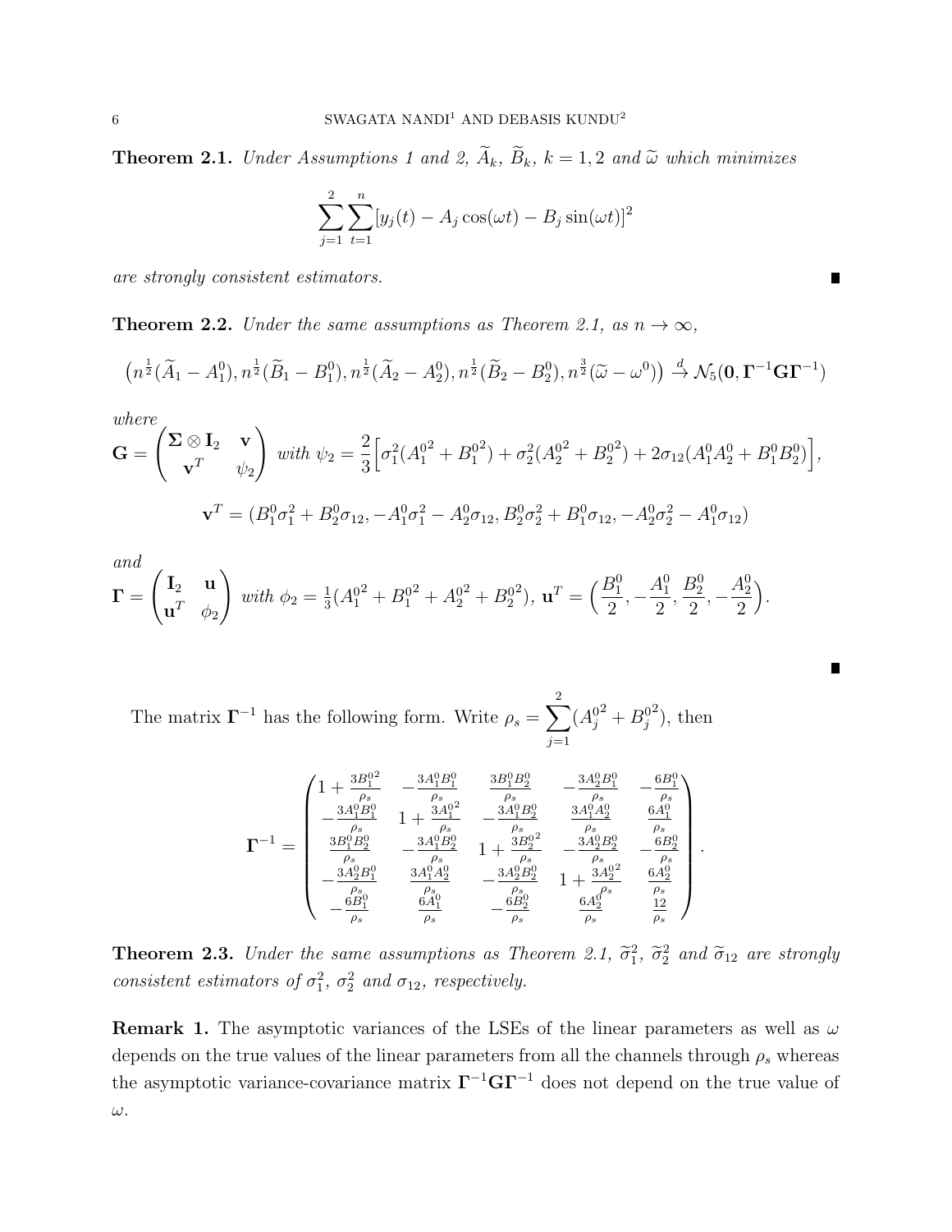**Theorem 2.1.** *Under Assumptions 1 and 2, $\widetilde{A}_k$, $\widetilde{B}_k$, $k = 1, 2$ and $\widetilde{\omega}$ which minimizes*

$$\sum_{j=1}^{2} \sum_{t=1}^{n} [y_j(t) - A_j \cos(\omega t) - B_j \sin(\omega t)]^2$$

*are strongly consistent estimators.* ∎

**Theorem 2.2.** *Under the same assumptions as Theorem 2.1, as $n \to \infty$,*

$$\left(n^{\frac{1}{2}}(\widetilde{A}_1 - A_1^0), n^{\frac{1}{2}}(\widetilde{B}_1 - B_1^0), n^{\frac{1}{2}}(\widetilde{A}_2 - A_2^0), n^{\frac{1}{2}}(\widetilde{B}_2 - B_2^0), n^{\frac{3}{2}}(\widetilde{\omega} - \omega^0)\right) \xrightarrow{d} \mathcal{N}_5(\mathbf{0}, \mathbf{\Gamma}^{-1}\mathbf{G}\mathbf{\Gamma}^{-1})$$

*where*
$\mathbf{G} = \begin{pmatrix} \mathbf{\Sigma} \otimes \mathbf{I}_2 & \mathbf{v} \\ \mathbf{v}^T & \psi_2 \end{pmatrix}$ *with* $\psi_2 = \dfrac{2}{3}\Big[\sigma_1^2({A_1^0}^2 + {B_1^0}^2) + \sigma_2^2({A_2^0}^2 + {B_2^0}^2) + 2\sigma_{12}(A_1^0 A_2^0 + B_1^0 B_2^0)\Big]$,

$$\mathbf{v}^T = (B_1^0\sigma_1^2 + B_2^0\sigma_{12}, -A_1^0\sigma_1^2 - A_2^0\sigma_{12}, B_2^0\sigma_2^2 + B_1^0\sigma_{12}, -A_2^0\sigma_2^2 - A_1^0\sigma_{12})$$

*and*
$\mathbf{\Gamma} = \begin{pmatrix} \mathbf{I}_2 & \mathbf{u} \\ \mathbf{u}^T & \phi_2 \end{pmatrix}$ *with* $\phi_2 = \frac{1}{3}({A_1^0}^2 + {B_1^0}^2 + {A_2^0}^2 + {B_2^0}^2)$, $\mathbf{u}^T = \Big(\dfrac{B_1^0}{2}, -\dfrac{A_1^0}{2}, \dfrac{B_2^0}{2}, -\dfrac{A_2^0}{2}\Big)$. ∎

The matrix $\mathbf{\Gamma}^{-1}$ has the following form. Write $\rho_s = \displaystyle\sum_{j=1}^{2}({A_j^0}^2 + {B_j^0}^2)$, then

$$\mathbf{\Gamma}^{-1} = \begin{pmatrix} 1 + \frac{3{B_1^0}^2}{\rho_s} & -\frac{3A_1^0 B_1^0}{\rho_s} & \frac{3B_1^0 B_2^0}{\rho_s} & -\frac{3A_2^0 B_1^0}{\rho_s} & -\frac{6B_1^0}{\rho_s} \\ -\frac{3A_1^0 B_1^0}{\rho_s} & 1 + \frac{3{A_1^0}^2}{\rho_s} & -\frac{3A_1^0 B_2^0}{\rho_s} & \frac{3A_1^0 A_2^0}{\rho_s} & \frac{6A_1^0}{\rho_s} \\ \frac{3B_1^0 B_2^0}{\rho_s} & -\frac{3A_1^0 B_2^0}{\rho_s} & 1 + \frac{3{B_2^0}^2}{\rho_s} & -\frac{3A_2^0 B_2^0}{\rho_s} & -\frac{6B_2^0}{\rho_s} \\ -\frac{3A_2^0 B_1^0}{\rho_s} & \frac{3A_1^0 A_2^0}{\rho_s} & -\frac{3A_2^0 B_2^0}{\rho_s} & 1 + \frac{3{A_2^0}^2}{\rho_s} & \frac{6A_2^0}{\rho_s} \\ -\frac{6B_1^0}{\rho_s} & \frac{6A_1^0}{\rho_s} & -\frac{6B_2^0}{\rho_s} & \frac{6A_2^0}{\rho_s} & \frac{12}{\rho_s} \end{pmatrix}.$$

**Theorem 2.3.** *Under the same assumptions as Theorem 2.1, $\widetilde{\sigma}_1^2$, $\widetilde{\sigma}_2^2$ and $\widetilde{\sigma}_{12}$ are strongly consistent estimators of $\sigma_1^2$, $\sigma_2^2$ and $\sigma_{12}$, respectively.*

**Remark 1.** The asymptotic variances of the LSEs of the linear parameters as well as $\omega$ depends on the true values of the linear parameters from all the channels through $\rho_s$ whereas the asymptotic variance-covariance matrix $\mathbf{\Gamma}^{-1}\mathbf{G}\mathbf{\Gamma}^{-1}$ does not depend on the true value of $\omega$.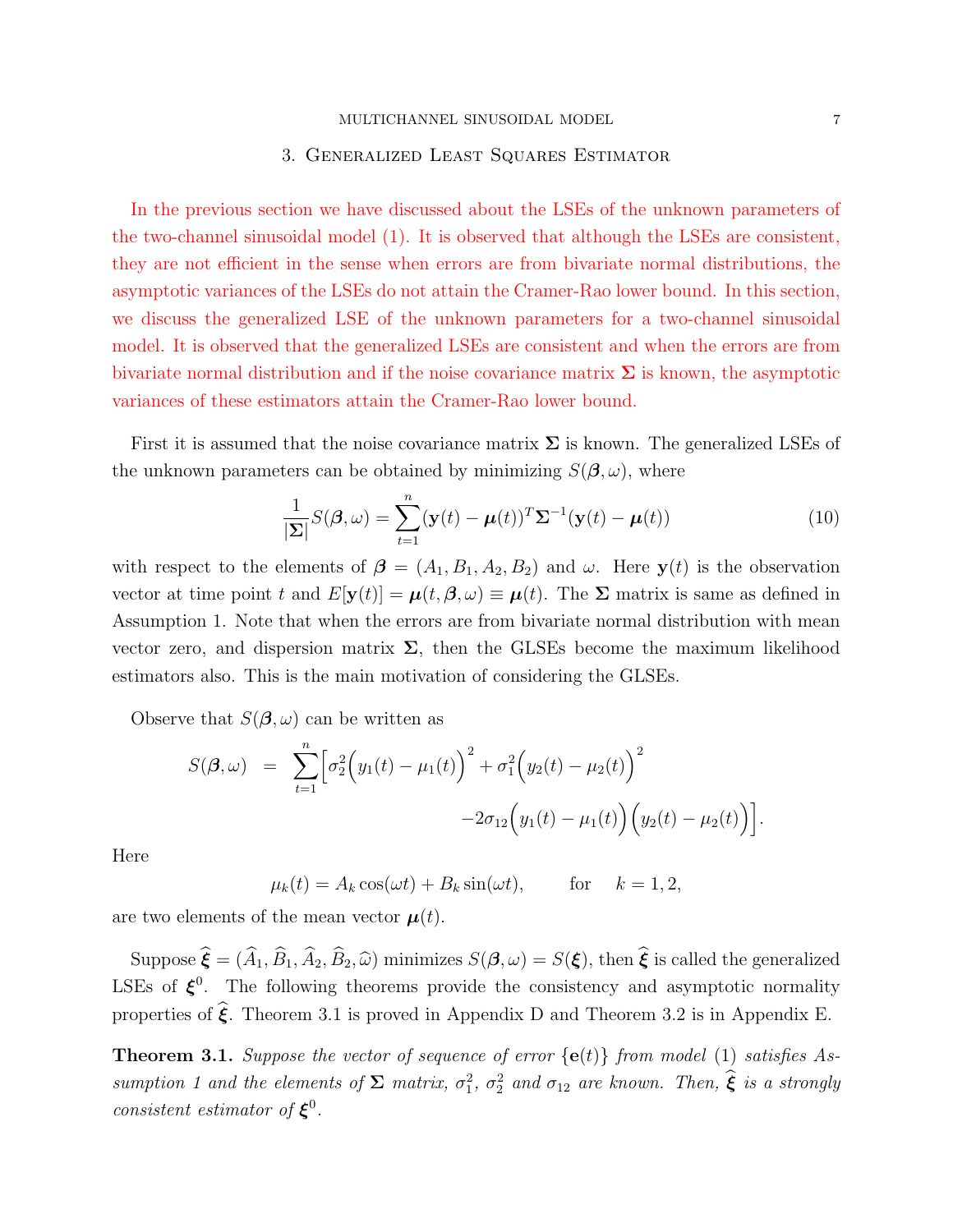## 3. Generalized Least Squares Estimator

In the previous section we have discussed about the LSEs of the unknown parameters of the two-channel sinusoidal model (1). It is observed that although the LSEs are consistent, they are not efficient in the sense when errors are from bivariate normal distributions, the asymptotic variances of the LSEs do not attain the Cramer-Rao lower bound. In this section, we discuss the generalized LSE of the unknown parameters for a two-channel sinusoidal model. It is observed that the generalized LSEs are consistent and when the errors are from bivariate normal distribution and if the noise covariance matrix $\mathbf{\Sigma}$ is known, the asymptotic variances of these estimators attain the Cramer-Rao lower bound.

First it is assumed that the noise covariance matrix $\mathbf{\Sigma}$ is known. The generalized LSEs of the unknown parameters can be obtained by minimizing $S(\boldsymbol{\beta}, \omega)$, where

$$\frac{1}{|\mathbf{\Sigma}|} S(\boldsymbol{\beta}, \omega) = \sum_{t=1}^{n} (\mathbf{y}(t) - \boldsymbol{\mu}(t))^T \mathbf{\Sigma}^{-1} (\mathbf{y}(t) - \boldsymbol{\mu}(t)) \tag{10}$$

with respect to the elements of $\boldsymbol{\beta} = (A_1, B_1, A_2, B_2)$ and $\omega$. Here $\mathbf{y}(t)$ is the observation vector at time point $t$ and $E[\mathbf{y}(t)] = \boldsymbol{\mu}(t, \boldsymbol{\beta}, \omega) \equiv \boldsymbol{\mu}(t)$. The $\mathbf{\Sigma}$ matrix is same as defined in Assumption 1. Note that when the errors are from bivariate normal distribution with mean vector zero, and dispersion matrix $\mathbf{\Sigma}$, then the GLSEs become the maximum likelihood estimators also. This is the main motivation of considering the GLSEs.

Observe that $S(\boldsymbol{\beta}, \omega)$ can be written as

$$\begin{aligned} S(\boldsymbol{\beta}, \omega) &= \sum_{t=1}^{n} \Big[ \sigma_2^2 \Big( y_1(t) - \mu_1(t) \Big)^2 + \sigma_1^2 \Big( y_2(t) - \mu_2(t) \Big)^2 \\ &\qquad - 2\sigma_{12} \Big( y_1(t) - \mu_1(t) \Big) \Big( y_2(t) - \mu_2(t) \Big) \Big]. \end{aligned}$$

Here

$$\mu_k(t) = A_k \cos(\omega t) + B_k \sin(\omega t), \qquad \text{for} \quad k = 1, 2,$$

are two elements of the mean vector $\boldsymbol{\mu}(t)$.

Suppose $\widehat{\boldsymbol{\xi}} = (\widehat{A}_1, \widehat{B}_1, \widehat{A}_2, \widehat{B}_2, \widehat{\omega})$ minimizes $S(\boldsymbol{\beta}, \omega) = S(\boldsymbol{\xi})$, then $\widehat{\boldsymbol{\xi}}$ is called the generalized LSEs of $\boldsymbol{\xi}^0$. The following theorems provide the consistency and asymptotic normality properties of $\widehat{\boldsymbol{\xi}}$. Theorem 3.1 is proved in Appendix D and Theorem 3.2 is in Appendix E.

**Theorem 3.1.** *Suppose the vector of sequence of error $\{\mathbf{e}(t)\}$ from model (1) satisfies Assumption 1 and the elements of $\mathbf{\Sigma}$ matrix, $\sigma_1^2$, $\sigma_2^2$ and $\sigma_{12}$ are known. Then, $\widehat{\boldsymbol{\xi}}$ is a strongly consistent estimator of $\boldsymbol{\xi}^0$.*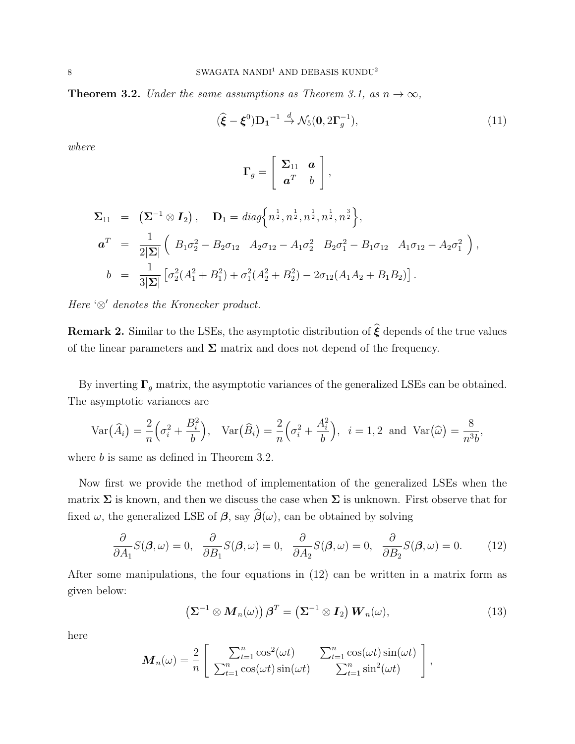**Theorem 3.2.** *Under the same assumptions as Theorem 3.1, as $n \to \infty$,*

$$(\widehat{\boldsymbol{\xi}} - \boldsymbol{\xi}^0)\mathbf{D_1}^{-1} \xrightarrow{d} \mathcal{N}_5(\mathbf{0}, 2\boldsymbol{\Gamma}_g^{-1}), \tag{11}$$

*where*

$$\boldsymbol{\Gamma}_g = \begin{bmatrix} \boldsymbol{\Sigma}_{11} & \boldsymbol{a} \\ \boldsymbol{a}^T & b \end{bmatrix},$$

$$\begin{aligned}
\boldsymbol{\Sigma}_{11} &= \left(\boldsymbol{\Sigma}^{-1} \otimes \boldsymbol{I}_2\right), \quad \mathbf{D}_1 = diag\Big\{n^{\frac{1}{2}}, n^{\frac{1}{2}}, n^{\frac{1}{2}}, n^{\frac{1}{2}}, n^{\frac{3}{2}}\Big\}, \\
\boldsymbol{a}^T &= \frac{1}{2|\boldsymbol{\Sigma}|}\Big( \begin{array}{cccc} B_1\sigma_2^2 - B_2\sigma_{12} & A_2\sigma_{12} - A_1\sigma_2^2 & B_2\sigma_1^2 - B_1\sigma_{12} & A_1\sigma_{12} - A_2\sigma_1^2 \end{array} \Big), \\
b &= \frac{1}{3|\boldsymbol{\Sigma}|}\left[\sigma_2^2(A_1^2 + B_1^2) + \sigma_1^2(A_2^2 + B_2^2) - 2\sigma_{12}(A_1A_2 + B_1B_2)\right].
\end{aligned}$$

*Here '$\otimes$' denotes the Kronecker product.*

**Remark 2.** Similar to the LSEs, the asymptotic distribution of $\widehat{\boldsymbol{\xi}}$ depends of the true values of the linear parameters and $\boldsymbol{\Sigma}$ matrix and does not depend of the frequency.

By inverting $\boldsymbol{\Gamma}_g$ matrix, the asymptotic variances of the generalized LSEs can be obtained. The asymptotic variances are

$$\operatorname{Var}\big(\widehat{A}_i\big) = \frac{2}{n}\Big(\sigma_i^2 + \frac{B_i^2}{b}\Big), \quad \operatorname{Var}\big(\widehat{B}_i\big) = \frac{2}{n}\Big(\sigma_i^2 + \frac{A_i^2}{b}\Big), \quad i = 1, 2 \text{ and } \operatorname{Var}\big(\widehat{\omega}\big) = \frac{8}{n^3 b},$$

where $b$ is same as defined in Theorem 3.2.

Now first we provide the method of implementation of the generalized LSEs when the matrix $\boldsymbol{\Sigma}$ is known, and then we discuss the case when $\boldsymbol{\Sigma}$ is unknown. First observe that for fixed $\omega$, the generalized LSE of $\boldsymbol{\beta}$, say $\widehat{\boldsymbol{\beta}}(\omega)$, can be obtained by solving

$$\frac{\partial}{\partial A_1}S(\boldsymbol{\beta}, \omega) = 0, \quad \frac{\partial}{\partial B_1}S(\boldsymbol{\beta}, \omega) = 0, \quad \frac{\partial}{\partial A_2}S(\boldsymbol{\beta}, \omega) = 0, \quad \frac{\partial}{\partial B_2}S(\boldsymbol{\beta}, \omega) = 0. \tag{12}$$

After some manipulations, the four equations in (12) can be written in a matrix form as given below:

$$\left(\boldsymbol{\Sigma}^{-1} \otimes \boldsymbol{M}_n(\omega)\right)\boldsymbol{\beta}^T = \left(\boldsymbol{\Sigma}^{-1} \otimes \boldsymbol{I}_2\right)\boldsymbol{W}_n(\omega), \tag{13}$$

here

$$\boldsymbol{M}_n(\omega) = \frac{2}{n}\begin{bmatrix} \sum_{t=1}^n \cos^2(\omega t) & \sum_{t=1}^n \cos(\omega t)\sin(\omega t) \\ \sum_{t=1}^n \cos(\omega t)\sin(\omega t) & \sum_{t=1}^n \sin^2(\omega t) \end{bmatrix},$$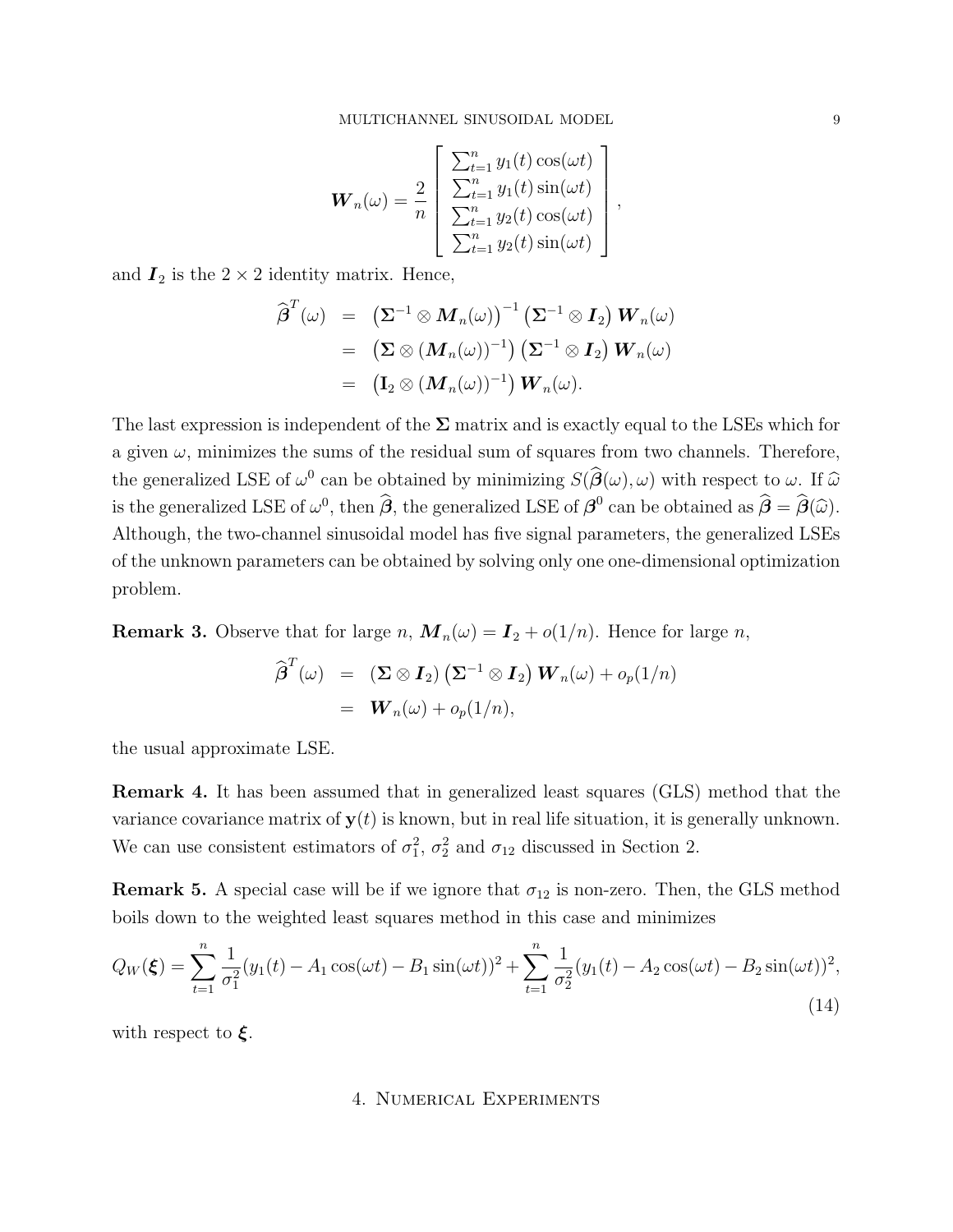$$\boldsymbol{W}_n(\omega) = \frac{2}{n}\left[\begin{array}{c} \sum_{t=1}^{n} y_1(t)\cos(\omega t) \\ \sum_{t=1}^{n} y_1(t)\sin(\omega t) \\ \sum_{t=1}^{n} y_2(t)\cos(\omega t) \\ \sum_{t=1}^{n} y_2(t)\sin(\omega t) \end{array}\right],$$

and $\boldsymbol{I}_2$ is the $2 \times 2$ identity matrix. Hence,

$$\begin{aligned} \widehat{\boldsymbol{\beta}}^T(\omega) &= \left(\boldsymbol{\Sigma}^{-1} \otimes \boldsymbol{M}_n(\omega)\right)^{-1}\left(\boldsymbol{\Sigma}^{-1} \otimes \boldsymbol{I}_2\right)\boldsymbol{W}_n(\omega) \\ &= \left(\boldsymbol{\Sigma} \otimes (\boldsymbol{M}_n(\omega))^{-1}\right)\left(\boldsymbol{\Sigma}^{-1} \otimes \boldsymbol{I}_2\right)\boldsymbol{W}_n(\omega) \\ &= \left(\mathbf{I}_2 \otimes (\boldsymbol{M}_n(\omega))^{-1}\right)\boldsymbol{W}_n(\omega). \end{aligned}$$

The last expression is independent of the $\boldsymbol{\Sigma}$ matrix and is exactly equal to the LSEs which for a given $\omega$, minimizes the sums of the residual sum of squares from two channels. Therefore, the generalized LSE of $\omega^0$ can be obtained by minimizing $S(\widehat{\boldsymbol{\beta}}(\omega), \omega)$ with respect to $\omega$. If $\widehat{\omega}$ is the generalized LSE of $\omega^0$, then $\widehat{\boldsymbol{\beta}}$, the generalized LSE of $\boldsymbol{\beta}^0$ can be obtained as $\widehat{\boldsymbol{\beta}} = \widehat{\boldsymbol{\beta}}(\widehat{\omega})$. Although, the two-channel sinusoidal model has five signal parameters, the generalized LSEs of the unknown parameters can be obtained by solving only one one-dimensional optimization problem.

**Remark 3.** Observe that for large $n$, $\boldsymbol{M}_n(\omega) = \boldsymbol{I}_2 + o(1/n)$. Hence for large $n$,

$$\begin{aligned} \widehat{\boldsymbol{\beta}}^T(\omega) &= \left(\boldsymbol{\Sigma} \otimes \boldsymbol{I}_2\right)\left(\boldsymbol{\Sigma}^{-1} \otimes \boldsymbol{I}_2\right)\boldsymbol{W}_n(\omega) + o_p(1/n) \\ &= \boldsymbol{W}_n(\omega) + o_p(1/n), \end{aligned}$$

the usual approximate LSE.

**Remark 4.** It has been assumed that in generalized least squares (GLS) method that the variance covariance matrix of $\mathbf{y}(t)$ is known, but in real life situation, it is generally unknown. We can use consistent estimators of $\sigma_1^2$, $\sigma_2^2$ and $\sigma_{12}$ discussed in Section 2.

**Remark 5.** A special case will be if we ignore that $\sigma_{12}$ is non-zero. Then, the GLS method boils down to the weighted least squares method in this case and minimizes

$$Q_W(\boldsymbol{\xi}) = \sum_{t=1}^{n} \frac{1}{\sigma_1^2}(y_1(t) - A_1\cos(\omega t) - B_1\sin(\omega t))^2 + \sum_{t=1}^{n} \frac{1}{\sigma_2^2}(y_1(t) - A_2\cos(\omega t) - B_2\sin(\omega t))^2, \tag{14}$$

with respect to $\boldsymbol{\xi}$.

## 4. Numerical Experiments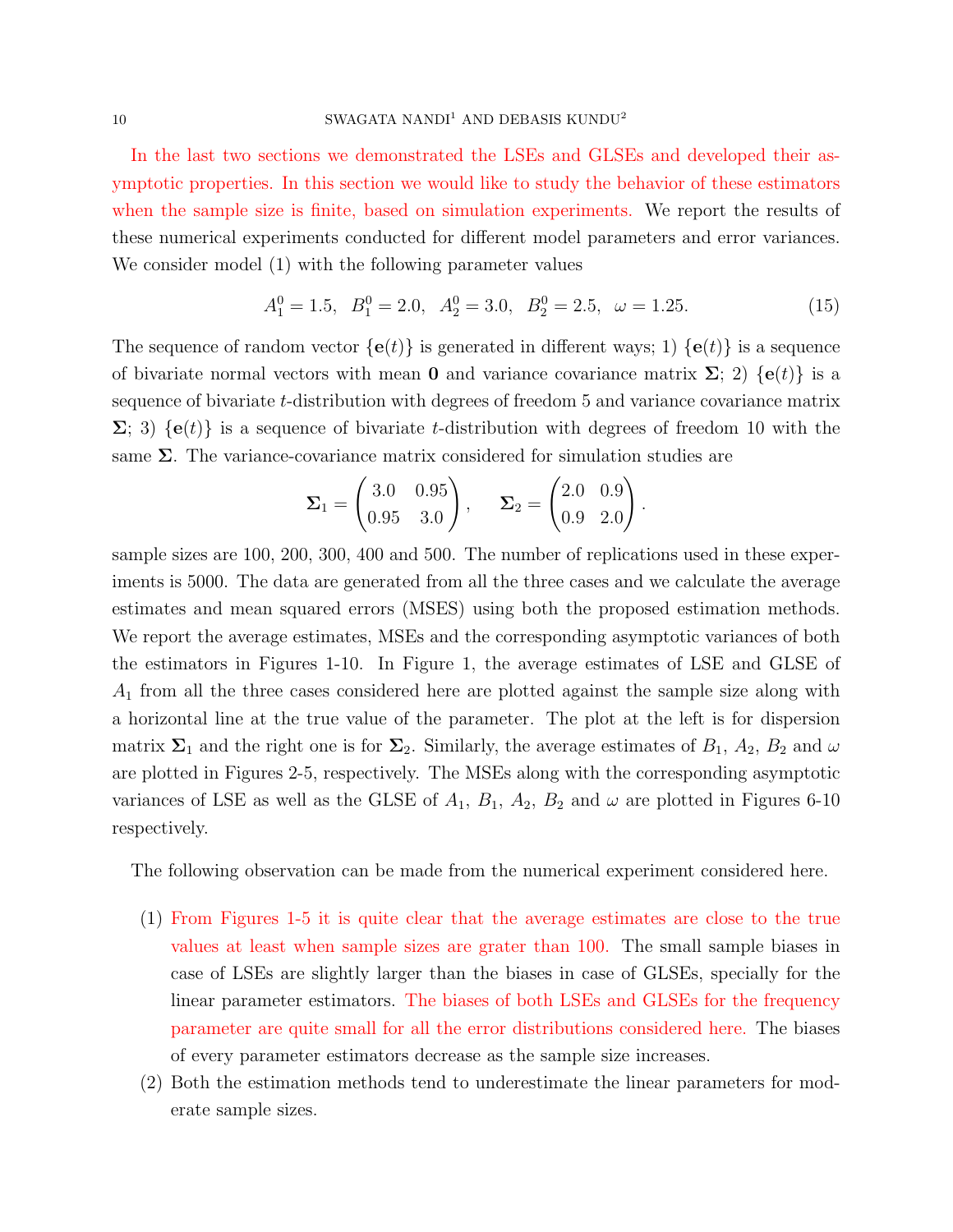In the last two sections we demonstrated the LSEs and GLSEs and developed their asymptotic properties. In this section we would like to study the behavior of these estimators when the sample size is finite, based on simulation experiments. We report the results of these numerical experiments conducted for different model parameters and error variances. We consider model (1) with the following parameter values

$$A_1^0 = 1.5, \quad B_1^0 = 2.0, \quad A_2^0 = 3.0, \quad B_2^0 = 2.5, \quad \omega = 1.25. \tag{15}$$

The sequence of random vector $\{\mathbf{e}(t)\}$ is generated in different ways; 1) $\{\mathbf{e}(t)\}$ is a sequence of bivariate normal vectors with mean $\mathbf{0}$ and variance covariance matrix $\mathbf{\Sigma}$; 2) $\{\mathbf{e}(t)\}$ is a sequence of bivariate $t$-distribution with degrees of freedom 5 and variance covariance matrix $\mathbf{\Sigma}$; 3) $\{\mathbf{e}(t)\}$ is a sequence of bivariate $t$-distribution with degrees of freedom 10 with the same $\mathbf{\Sigma}$. The variance-covariance matrix considered for simulation studies are

$$\mathbf{\Sigma}_1 = \begin{pmatrix} 3.0 & 0.95 \\ 0.95 & 3.0 \end{pmatrix}, \qquad \mathbf{\Sigma}_2 = \begin{pmatrix} 2.0 & 0.9 \\ 0.9 & 2.0 \end{pmatrix}.$$

sample sizes are 100, 200, 300, 400 and 500. The number of replications used in these experiments is 5000. The data are generated from all the three cases and we calculate the average estimates and mean squared errors (MSES) using both the proposed estimation methods. We report the average estimates, MSEs and the corresponding asymptotic variances of both the estimators in Figures 1-10. In Figure 1, the average estimates of LSE and GLSE of $A_1$ from all the three cases considered here are plotted against the sample size along with a horizontal line at the true value of the parameter. The plot at the left is for dispersion matrix $\mathbf{\Sigma}_1$ and the right one is for $\mathbf{\Sigma}_2$. Similarly, the average estimates of $B_1$, $A_2$, $B_2$ and $\omega$ are plotted in Figures 2-5, respectively. The MSEs along with the corresponding asymptotic variances of LSE as well as the GLSE of $A_1$, $B_1$, $A_2$, $B_2$ and $\omega$ are plotted in Figures 6-10 respectively.

The following observation can be made from the numerical experiment considered here.

1. From Figures 1-5 it is quite clear that the average estimates are close to the true values at least when sample sizes are grater than 100. The small sample biases in case of LSEs are slightly larger than the biases in case of GLSEs, specially for the linear parameter estimators. The biases of both LSEs and GLSEs for the frequency parameter are quite small for all the error distributions considered here. The biases of every parameter estimators decrease as the sample size increases.
2. Both the estimation methods tend to underestimate the linear parameters for moderate sample sizes.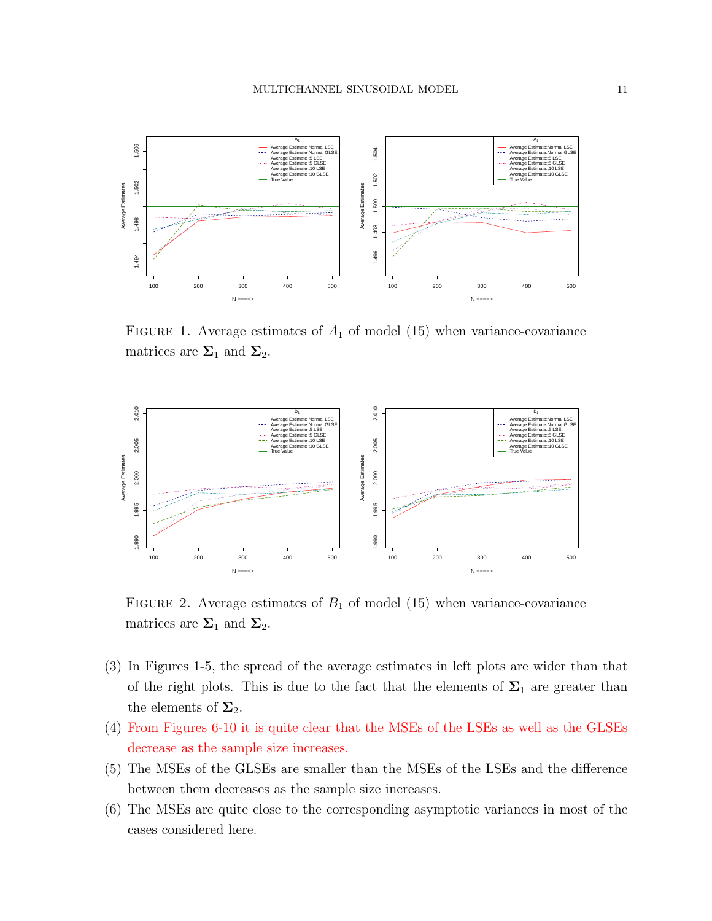FIGURE 1. Average estimates of $A_1$ of model (15) when variance-covariance matrices are $\mathbf{\Sigma}_1$ and $\mathbf{\Sigma}_2$.

FIGURE 2. Average estimates of $B_1$ of model (15) when variance-covariance matrices are $\mathbf{\Sigma}_1$ and $\mathbf{\Sigma}_2$.

(3) In Figures 1-5, the spread of the average estimates in left plots are wider than that of the right plots. This is due to the fact that the elements of $\mathbf{\Sigma}_1$ are greater than the elements of $\mathbf{\Sigma}_2$.

(4) From Figures 6-10 it is quite clear that the MSEs of the LSEs as well as the GLSEs decrease as the sample size increases.

(5) The MSEs of the GLSEs are smaller than the MSEs of the LSEs and the difference between them decreases as the sample size increases.

(6) The MSEs are quite close to the corresponding asymptotic variances in most of the cases considered here.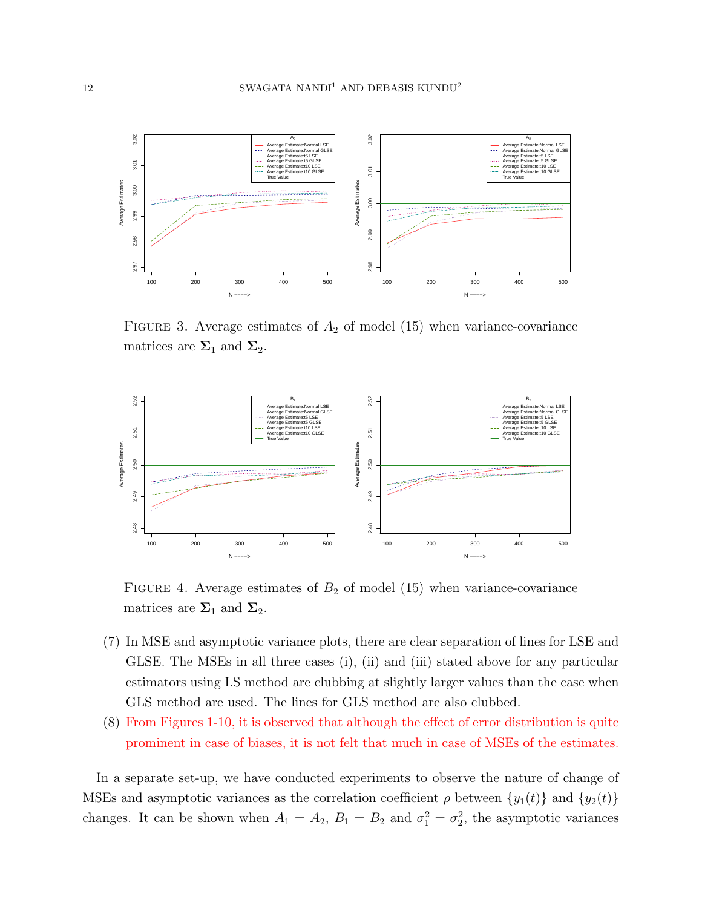Figure 3. Average estimates of $A_2$ of model (15) when variance-covariance matrices are $\mathbf{\Sigma}_1$ and $\mathbf{\Sigma}_2$.

Figure 4. Average estimates of $B_2$ of model (15) when variance-covariance matrices are $\mathbf{\Sigma}_1$ and $\mathbf{\Sigma}_2$.

(7) In MSE and asymptotic variance plots, there are clear separation of lines for LSE and GLSE. The MSEs in all three cases (i), (ii) and (iii) stated above for any particular estimators using LS method are clubbing at slightly larger values than the case when GLS method are used. The lines for GLS method are also clubbed.

(8) From Figures 1-10, it is observed that although the effect of error distribution is quite prominent in case of biases, it is not felt that much in case of MSEs of the estimates.

In a separate set-up, we have conducted experiments to observe the nature of change of MSEs and asymptotic variances as the correlation coefficient $\rho$ between $\{y_1(t)\}$ and $\{y_2(t)\}$ changes. It can be shown when $A_1 = A_2$, $B_1 = B_2$ and $\sigma_1^2 = \sigma_2^2$, the asymptotic variances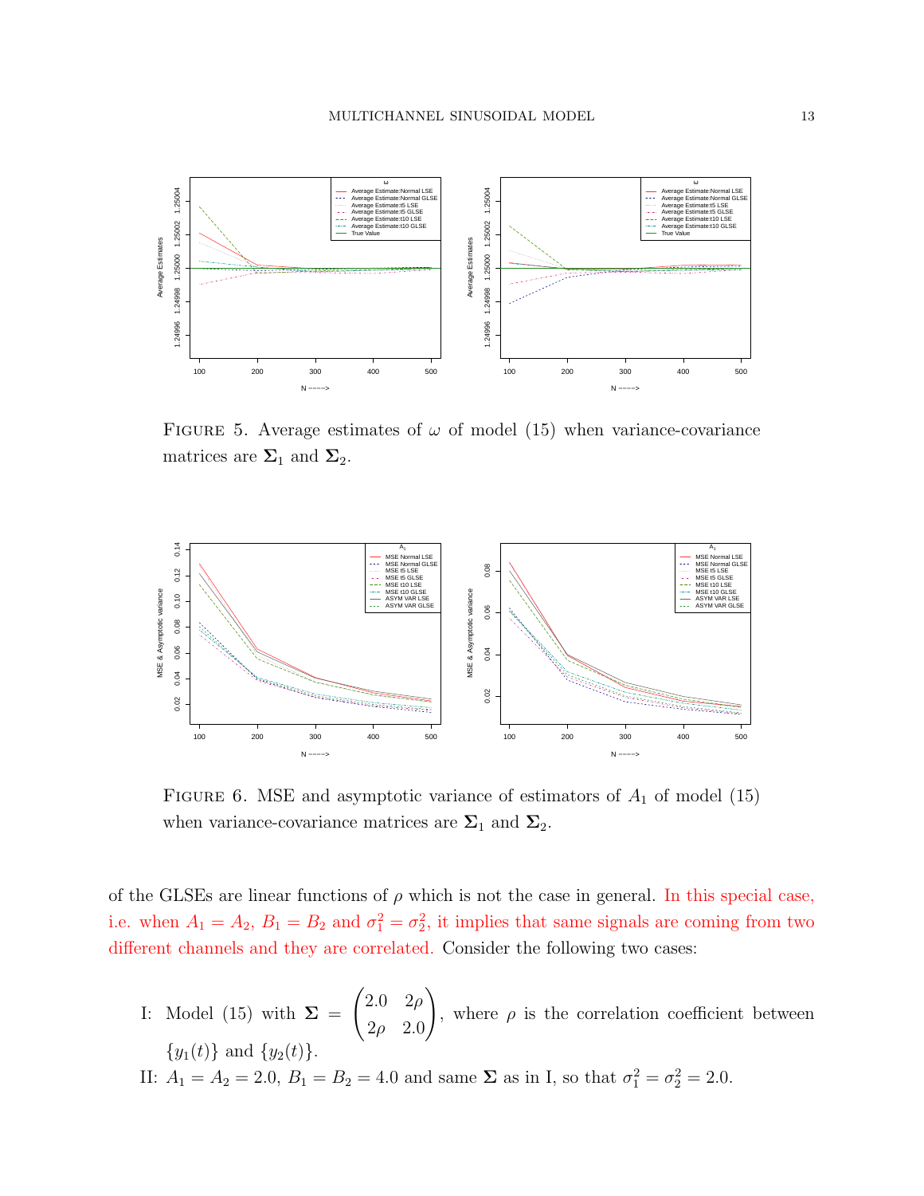FIGURE 5. Average estimates of $\omega$ of model (15) when variance-covariance matrices are $\mathbf{\Sigma}_1$ and $\mathbf{\Sigma}_2$.

FIGURE 6. MSE and asymptotic variance of estimators of $A_1$ of model (15) when variance-covariance matrices are $\mathbf{\Sigma}_1$ and $\mathbf{\Sigma}_2$.

of the GLSEs are linear functions of $\rho$ which is not the case in general. In this special case, i.e. when $A_1 = A_2$, $B_1 = B_2$ and $\sigma_1^2 = \sigma_2^2$, it implies that same signals are coming from two different channels and they are correlated. Consider the following two cases:

I: Model (15) with $\mathbf{\Sigma} = \begin{pmatrix} 2.0 & 2\rho \\ 2\rho & 2.0 \end{pmatrix}$, where $\rho$ is the correlation coefficient between $\{y_1(t)\}$ and $\{y_2(t)\}$.

II: $A_1 = A_2 = 2.0$, $B_1 = B_2 = 4.0$ and same $\mathbf{\Sigma}$ as in I, so that $\sigma_1^2 = \sigma_2^2 = 2.0$.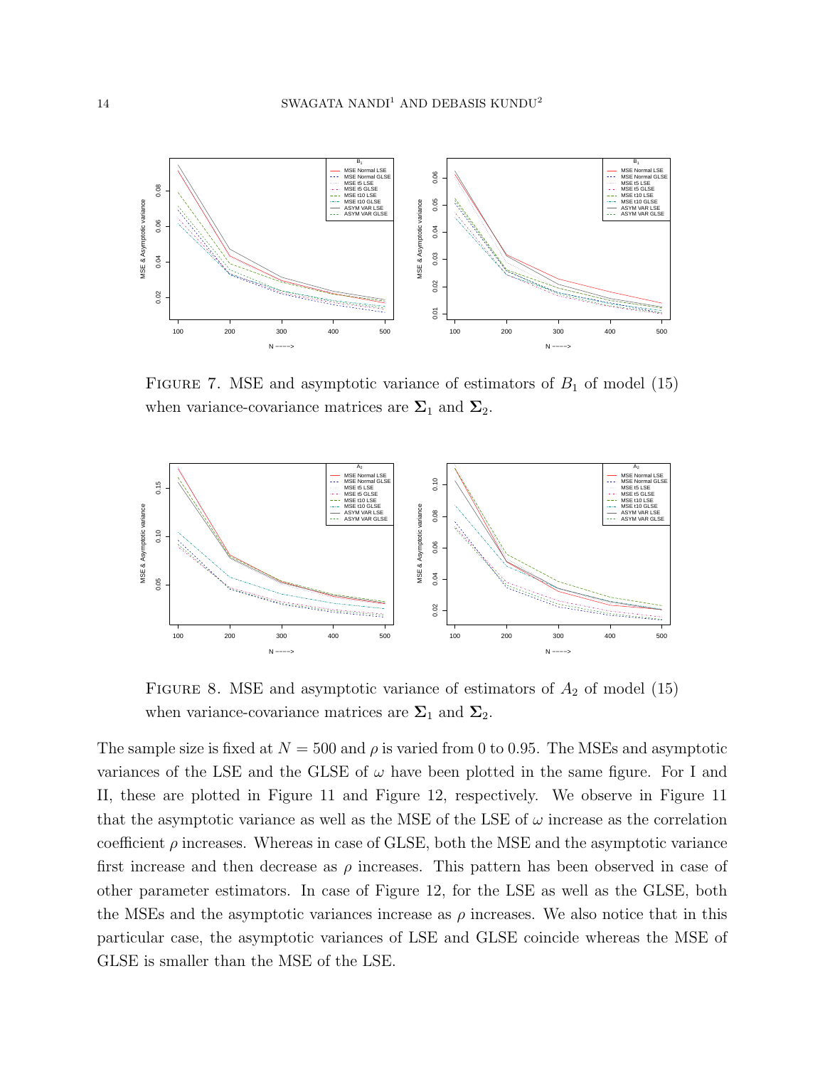FIGURE 7. MSE and asymptotic variance of estimators of $B_1$ of model (15) when variance-covariance matrices are $\boldsymbol{\Sigma}_1$ and $\boldsymbol{\Sigma}_2$.

FIGURE 8. MSE and asymptotic variance of estimators of $A_2$ of model (15) when variance-covariance matrices are $\boldsymbol{\Sigma}_1$ and $\boldsymbol{\Sigma}_2$.

The sample size is fixed at $N = 500$ and $\rho$ is varied from 0 to 0.95. The MSEs and asymptotic variances of the LSE and the GLSE of $\omega$ have been plotted in the same figure. For I and II, these are plotted in Figure 11 and Figure 12, respectively. We observe in Figure 11 that the asymptotic variance as well as the MSE of the LSE of $\omega$ increase as the correlation coefficient $\rho$ increases. Whereas in case of GLSE, both the MSE and the asymptotic variance first increase and then decrease as $\rho$ increases. This pattern has been observed in case of other parameter estimators. In case of Figure 12, for the LSE as well as the GLSE, both the MSEs and the asymptotic variances increase as $\rho$ increases. We also notice that in this particular case, the asymptotic variances of LSE and GLSE coincide whereas the MSE of GLSE is smaller than the MSE of the LSE.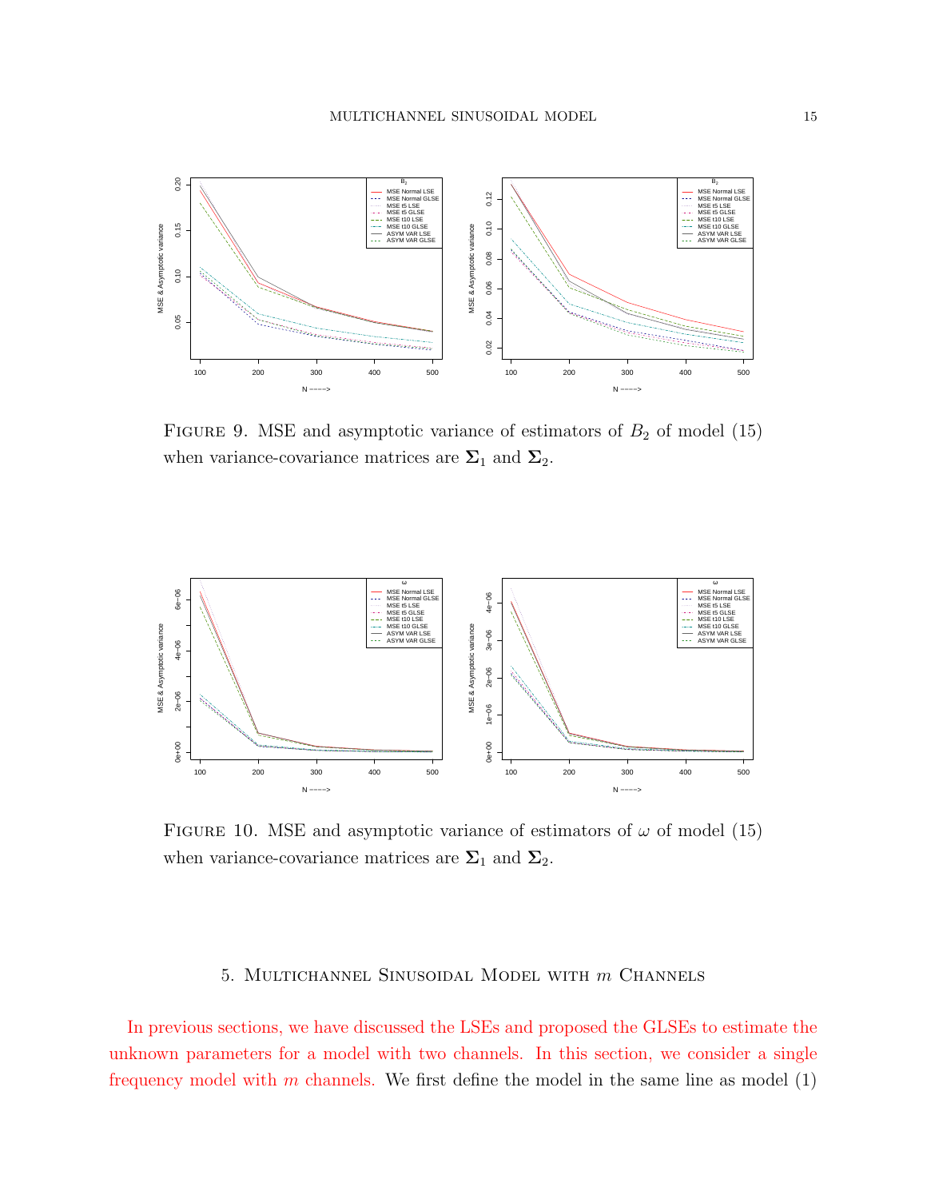Figure 9. MSE and asymptotic variance of estimators of $B_2$ of model (15) when variance-covariance matrices are $\boldsymbol{\Sigma}_1$ and $\boldsymbol{\Sigma}_2$.

Figure 10. MSE and asymptotic variance of estimators of $\omega$ of model (15) when variance-covariance matrices are $\boldsymbol{\Sigma}_1$ and $\boldsymbol{\Sigma}_2$.

## 5. Multichannel Sinusoidal Model with $m$ Channels

In previous sections, we have discussed the LSEs and proposed the GLSEs to estimate the unknown parameters for a model with two channels. In this section, we consider a single frequency model with $m$ channels. We first define the model in the same line as model (1)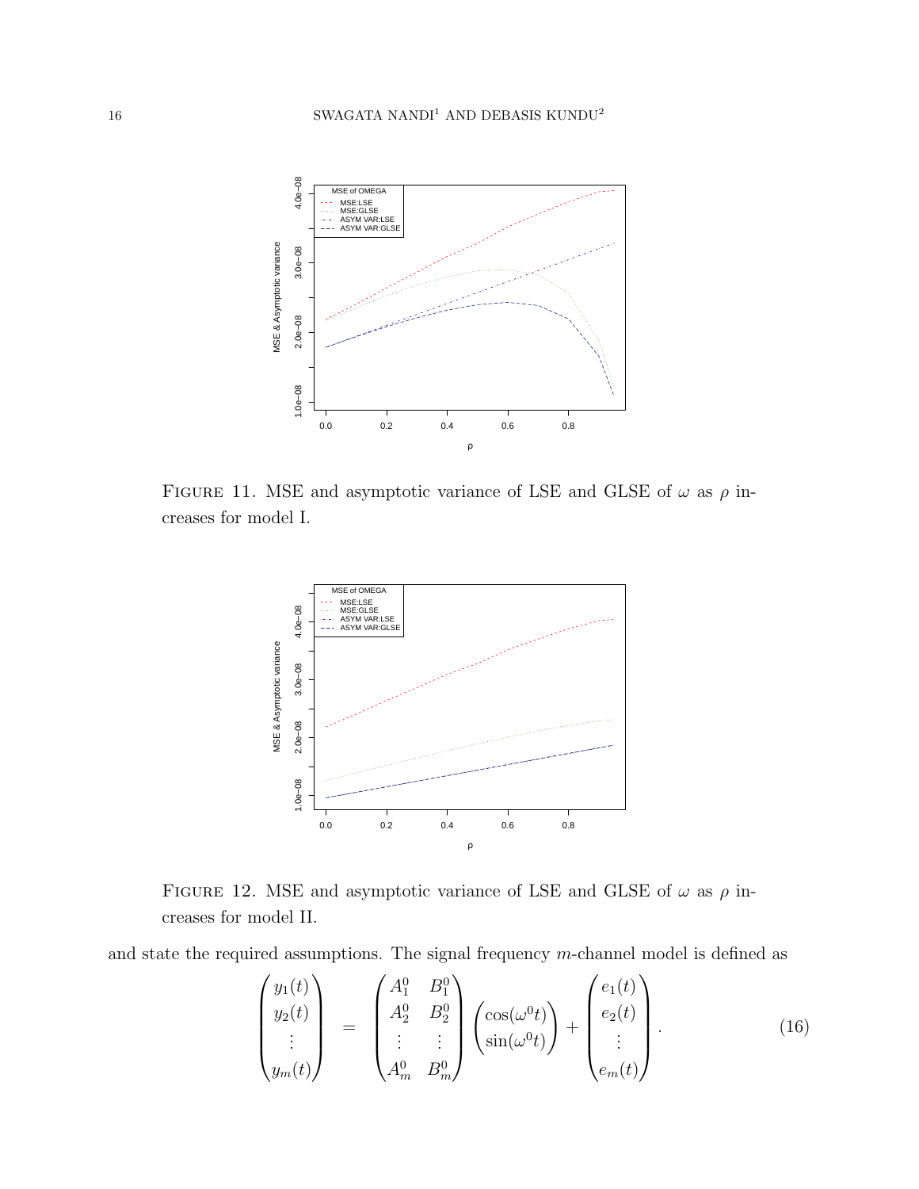FIGURE 11. MSE and asymptotic variance of LSE and GLSE of $\omega$ as $\rho$ increases for model I.

FIGURE 12. MSE and asymptotic variance of LSE and GLSE of $\omega$ as $\rho$ increases for model II.

and state the required assumptions. The signal frequency $m$-channel model is defined as

$$
\begin{pmatrix} y_1(t) \\ y_2(t) \\ \vdots \\ y_m(t) \end{pmatrix} = \begin{pmatrix} A_1^0 & B_1^0 \\ A_2^0 & B_2^0 \\ \vdots & \vdots \\ A_m^0 & B_m^0 \end{pmatrix} \begin{pmatrix} \cos(\omega^0 t) \\ \sin(\omega^0 t) \end{pmatrix} + \begin{pmatrix} e_1(t) \\ e_2(t) \\ \vdots \\ e_m(t) \end{pmatrix}. \tag{16}
$$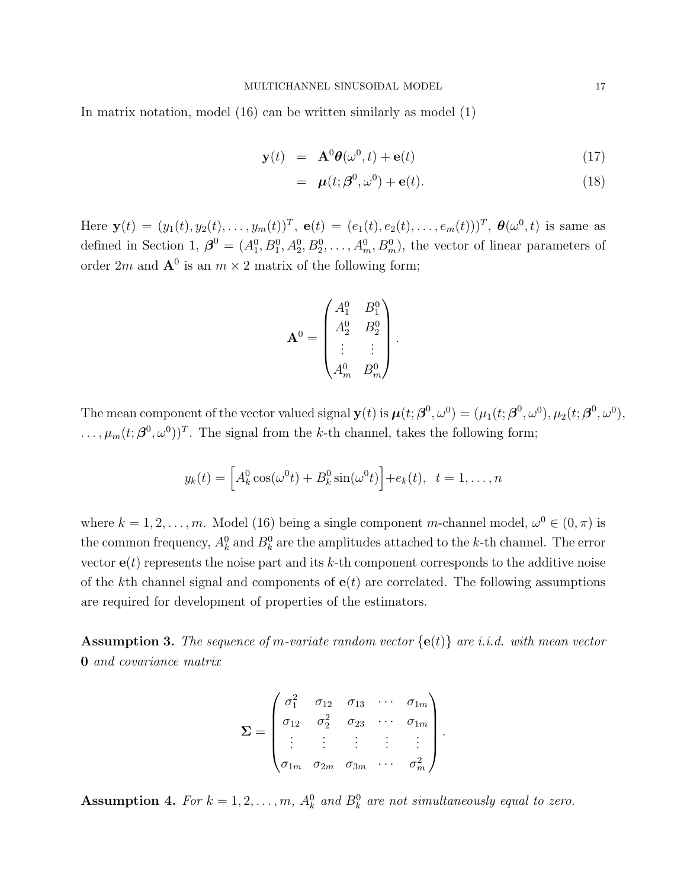In matrix notation, model (16) can be written similarly as model (1)

$$
\begin{aligned}
\mathbf{y}(t) &= \mathbf{A}^0 \boldsymbol{\theta}(\omega^0, t) + \mathbf{e}(t) && (17) \\
&= \boldsymbol{\mu}(t; \boldsymbol{\beta}^0, \omega^0) + \mathbf{e}(t). && (18)
\end{aligned}
$$

Here $\mathbf{y}(t) = (y_1(t), y_2(t), \ldots, y_m(t))^T$, $\mathbf{e}(t) = (e_1(t), e_2(t), \ldots, e_m(t)))^T$, $\boldsymbol{\theta}(\omega^0, t)$ is same as defined in Section 1, $\boldsymbol{\beta}^0 = (A_1^0, B_1^0, A_2^0, B_2^0, \ldots, A_m^0, B_m^0)$, the vector of linear parameters of order $2m$ and $\mathbf{A}^0$ is an $m \times 2$ matrix of the following form;

$$
\mathbf{A}^0 = \begin{pmatrix} A_1^0 & B_1^0 \\ A_2^0 & B_2^0 \\ \vdots & \vdots \\ A_m^0 & B_m^0 \end{pmatrix}.
$$

The mean component of the vector valued signal $\mathbf{y}(t)$ is $\boldsymbol{\mu}(t; \boldsymbol{\beta}^0, \omega^0) = (\mu_1(t; \boldsymbol{\beta}^0, \omega^0), \mu_2(t; \boldsymbol{\beta}^0, \omega^0), \ldots, \mu_m(t; \boldsymbol{\beta}^0, \omega^0))^T$. The signal from the $k$-th channel, takes the following form;

$$
y_k(t) = \Big[ A_k^0 \cos(\omega^0 t) + B_k^0 \sin(\omega^0 t) \Big] + e_k(t), \quad t = 1, \ldots, n
$$

where $k = 1, 2, \ldots, m$. Model (16) being a single component $m$-channel model, $\omega^0 \in (0, \pi)$ is the common frequency, $A_k^0$ and $B_k^0$ are the amplitudes attached to the $k$-th channel. The error vector $\mathbf{e}(t)$ represents the noise part and its $k$-th component corresponds to the additive noise of the $k$th channel signal and components of $\mathbf{e}(t)$ are correlated. The following assumptions are required for development of properties of the estimators.

**Assumption 3.** *The sequence of $m$-variate random vector $\{\mathbf{e}(t)\}$ are i.i.d. with mean vector* $\mathbf{0}$ *and covariance matrix*

$$
\boldsymbol{\Sigma} = \begin{pmatrix} \sigma_1^2 & \sigma_{12} & \sigma_{13} & \cdots & \sigma_{1m} \\ \sigma_{12} & \sigma_2^2 & \sigma_{23} & \cdots & \sigma_{1m} \\ \vdots & \vdots & \vdots & \vdots & \vdots \\ \sigma_{1m} & \sigma_{2m} & \sigma_{3m} & \cdots & \sigma_m^2 \end{pmatrix}.
$$

**Assumption 4.** *For $k = 1, 2, \ldots, m$, $A_k^0$ and $B_k^0$ are not simultaneously equal to zero.*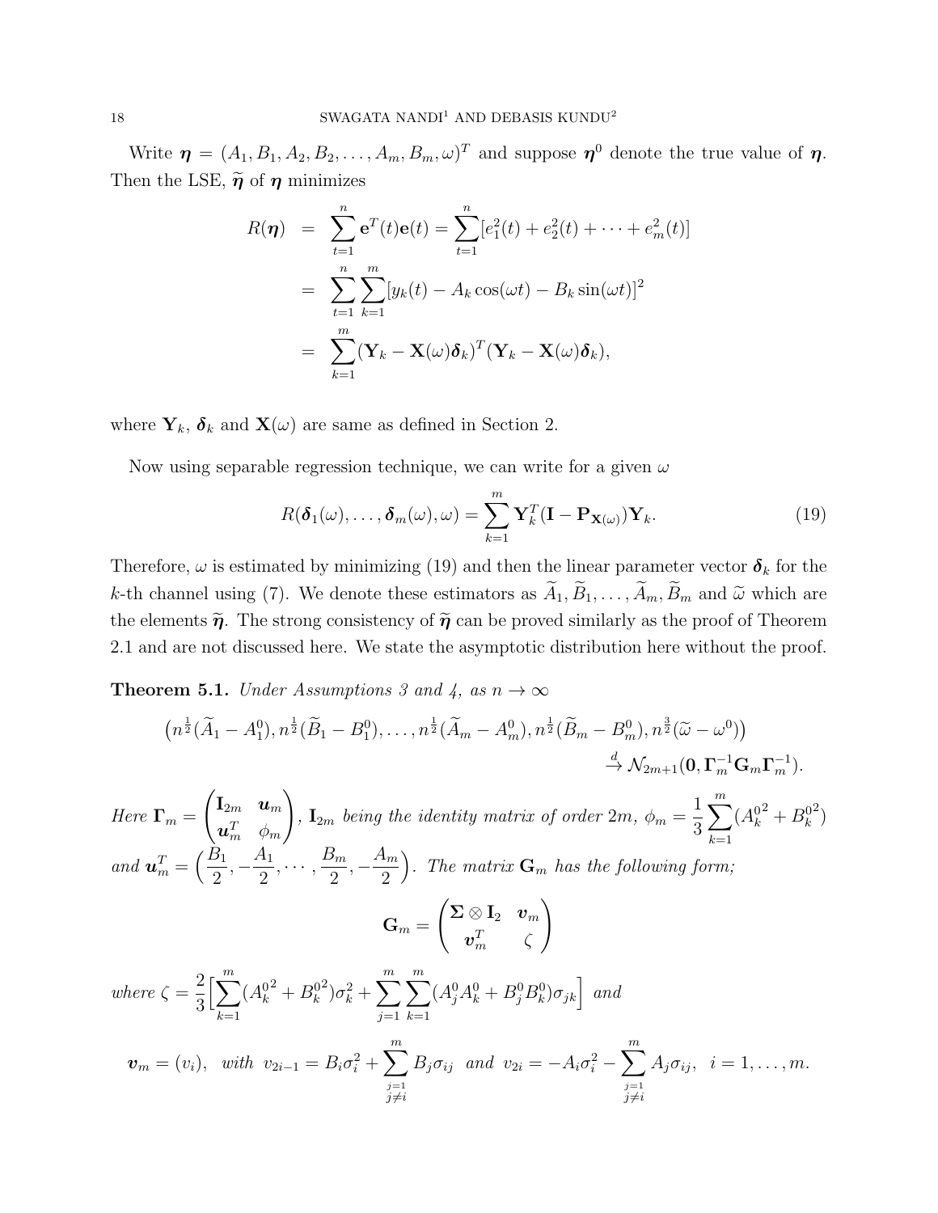Write $\boldsymbol{\eta} = (A_1, B_1, A_2, B_2, \ldots, A_m, B_m, \omega)^T$ and suppose $\boldsymbol{\eta}^0$ denote the true value of $\boldsymbol{\eta}$. Then the LSE, $\widetilde{\boldsymbol{\eta}}$ of $\boldsymbol{\eta}$ minimizes

$$
\begin{aligned}
R(\boldsymbol{\eta}) &= \sum_{t=1}^{n} \mathbf{e}^T(t)\mathbf{e}(t) = \sum_{t=1}^{n} [e_1^2(t) + e_2^2(t) + \cdots + e_m^2(t)] \\
&= \sum_{t=1}^{n}\sum_{k=1}^{m} [y_k(t) - A_k\cos(\omega t) - B_k \sin(\omega t)]^2 \\
&= \sum_{k=1}^{m} (\mathbf{Y}_k - \mathbf{X}(\omega)\boldsymbol{\delta}_k)^T(\mathbf{Y}_k - \mathbf{X}(\omega)\boldsymbol{\delta}_k),
\end{aligned}
$$

where $\mathbf{Y}_k$, $\boldsymbol{\delta}_k$ and $\mathbf{X}(\omega)$ are same as defined in Section 2.

Now using separable regression technique, we can write for a given $\omega$

$$
R(\boldsymbol{\delta}_1(\omega), \ldots, \boldsymbol{\delta}_m(\omega), \omega) = \sum_{k=1}^{m} \mathbf{Y}_k^T(\mathbf{I} - \mathbf{P}_{\mathbf{X}(\omega)})\mathbf{Y}_k. \tag{19}
$$

Therefore, $\omega$ is estimated by minimizing (19) and then the linear parameter vector $\boldsymbol{\delta}_k$ for the $k$-th channel using (7). We denote these estimators as $\widetilde{A}_1, \widetilde{B}_1, \ldots, \widetilde{A}_m, \widetilde{B}_m$ and $\widetilde{\omega}$ which are the elements $\widetilde{\boldsymbol{\eta}}$. The strong consistency of $\widetilde{\boldsymbol{\eta}}$ can be proved similarly as the proof of Theorem 2.1 and are not discussed here. We state the asymptotic distribution here without the proof.

**Theorem 5.1.** *Under Assumptions 3 and 4, as $n \to \infty$*

$$
\left(n^{\frac{1}{2}}(\widetilde{A}_1 - A_1^0), n^{\frac{1}{2}}(\widetilde{B}_1 - B_1^0), \ldots, n^{\frac{1}{2}}(\widetilde{A}_m - A_m^0), n^{\frac{1}{2}}(\widetilde{B}_m - B_m^0), n^{\frac{3}{2}}(\widetilde{\omega} - \omega^0)\right) \xrightarrow{d} \mathcal{N}_{2m+1}(\mathbf{0}, \boldsymbol{\Gamma}_m^{-1}\mathbf{G}_m\boldsymbol{\Gamma}_m^{-1}).
$$

*Here* $\boldsymbol{\Gamma}_m = \begin{pmatrix} \mathbf{I}_{2m} & \boldsymbol{u}_m \\ \boldsymbol{u}_m^T & \phi_m \end{pmatrix}$, *$\mathbf{I}_{2m}$ being the identity matrix of order $2m$,* $\phi_m = \dfrac{1}{3}\displaystyle\sum_{k=1}^{m}({A_k^0}^2 + {B_k^0}^2)$ *and* $\boldsymbol{u}_m^T = \left(\dfrac{B_1}{2}, -\dfrac{A_1}{2}, \cdots, \dfrac{B_m}{2}, -\dfrac{A_m}{2}\right)$. *The matrix $\mathbf{G}_m$ has the following form;*

$$
\mathbf{G}_m = \begin{pmatrix} \boldsymbol{\Sigma} \otimes \mathbf{I}_2 & \boldsymbol{v}_m \\ \boldsymbol{v}_m^T & \zeta \end{pmatrix}
$$

*where* $\zeta = \dfrac{2}{3}\Big[\displaystyle\sum_{k=1}^{m}({A_k^0}^2 + {B_k^0}^2)\sigma_k^2 + \sum_{j=1}^{m}\sum_{k=1}^{m}(A_j^0A_k^0 + B_j^0B_k^0)\sigma_{jk}\Big]$ *and*

$$
\boldsymbol{v}_m = (v_i), \quad \text{with } v_{2i-1} = B_i\sigma_i^2 + \sum_{\substack{j=1 \\ j\neq i}}^{m} B_j\sigma_{ij} \text{ and } v_{2i} = -A_i\sigma_i^2 - \sum_{\substack{j=1 \\ j\neq i}}^{m} A_j\sigma_{ij}, \quad i = 1, \ldots, m.
$$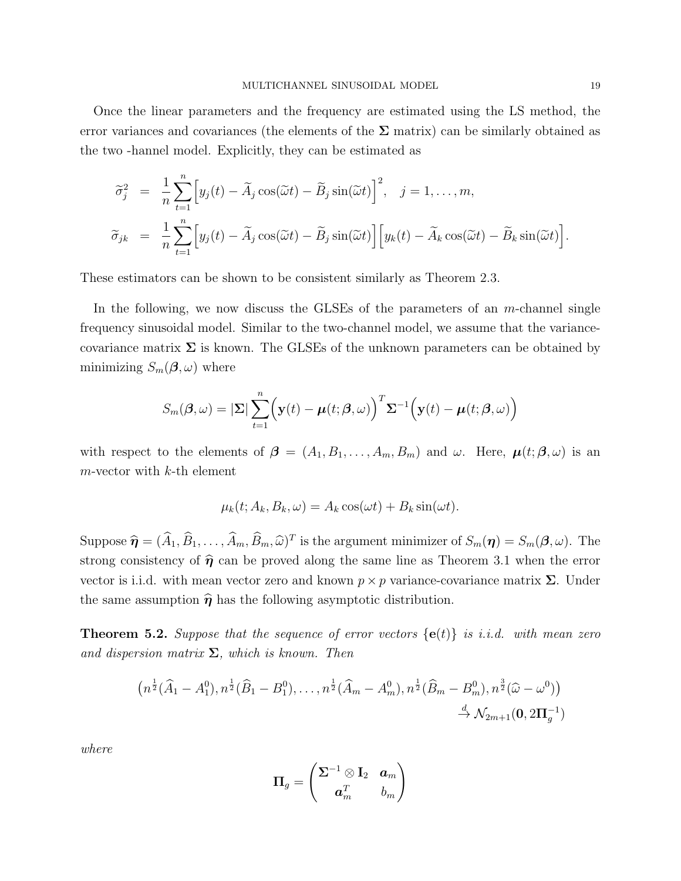Once the linear parameters and the frequency are estimated using the LS method, the error variances and covariances (the elements of the $\mathbf{\Sigma}$ matrix) can be similarly obtained as the two -hannel model. Explicitly, they can be estimated as

$$
\begin{aligned}
\widetilde{\sigma}_j^2 &= \frac{1}{n}\sum_{t=1}^{n}\Big[y_j(t) - \widetilde{A}_j\cos(\widetilde{\omega}t) - \widetilde{B}_j\sin(\widetilde{\omega}t)\Big]^2, \quad j = 1,\ldots,m,\\
\widetilde{\sigma}_{jk} &= \frac{1}{n}\sum_{t=1}^{n}\Big[y_j(t) - \widetilde{A}_j\cos(\widetilde{\omega}t) - \widetilde{B}_j\sin(\widetilde{\omega}t)\Big]\Big[y_k(t) - \widetilde{A}_k\cos(\widetilde{\omega}t) - \widetilde{B}_k\sin(\widetilde{\omega}t)\Big].
\end{aligned}
$$

These estimators can be shown to be consistent similarly as Theorem 2.3.

In the following, we now discuss the GLSEs of the parameters of an $m$-channel single frequency sinusoidal model. Similar to the two-channel model, we assume that the variance-covariance matrix $\mathbf{\Sigma}$ is known. The GLSEs of the unknown parameters can be obtained by minimizing $S_m(\boldsymbol{\beta},\omega)$ where

$$
S_m(\boldsymbol{\beta},\omega) = |\mathbf{\Sigma}|\sum_{t=1}^{n}\Big(\mathbf{y}(t) - \boldsymbol{\mu}(t;\boldsymbol{\beta},\omega)\Big)^T\mathbf{\Sigma}^{-1}\Big(\mathbf{y}(t) - \boldsymbol{\mu}(t;\boldsymbol{\beta},\omega)\Big)
$$

with respect to the elements of $\boldsymbol{\beta} = (A_1, B_1, \ldots, A_m, B_m)$ and $\omega$. Here, $\boldsymbol{\mu}(t;\boldsymbol{\beta},\omega)$ is an $m$-vector with $k$-th element

$$
\mu_k(t; A_k, B_k, \omega) = A_k\cos(\omega t) + B_k\sin(\omega t).
$$

Suppose $\widehat{\boldsymbol{\eta}} = (\widehat{A}_1, \widehat{B}_1, \ldots, \widehat{A}_m, \widehat{B}_m, \widehat{\omega})^T$ is the argument minimizer of $S_m(\boldsymbol{\eta}) = S_m(\boldsymbol{\beta},\omega)$. The strong consistency of $\widehat{\boldsymbol{\eta}}$ can be proved along the same line as Theorem 3.1 when the error vector is i.i.d. with mean vector zero and known $p\times p$ variance-covariance matrix $\mathbf{\Sigma}$. Under the same assumption $\widehat{\boldsymbol{\eta}}$ has the following asymptotic distribution.

**Theorem 5.2.** *Suppose that the sequence of error vectors $\{\mathbf{e}(t)\}$ is i.i.d. with mean zero and dispersion matrix $\mathbf{\Sigma}$, which is known. Then*

$$
\begin{aligned}
\big(n^{\frac{1}{2}}(\widehat{A}_1 - A_1^0), n^{\frac{1}{2}}(\widehat{B}_1 - B_1^0), \ldots, n^{\frac{1}{2}}(\widehat{A}_m - A_m^0), n^{\frac{1}{2}}(\widehat{B}_m - B_m^0), n^{\frac{3}{2}}(\widehat{\omega} - \omega^0)\big)&\\
\xrightarrow{d} \mathcal{N}_{2m+1}(\mathbf{0}, 2\mathbf{\Pi}_g^{-1})&
\end{aligned}
$$

*where*

$$
\mathbf{\Pi}_g = \begin{pmatrix} \mathbf{\Sigma}^{-1}\otimes\mathbf{I}_2 & \boldsymbol{a}_m \\ \boldsymbol{a}_m^T & b_m \end{pmatrix}
$$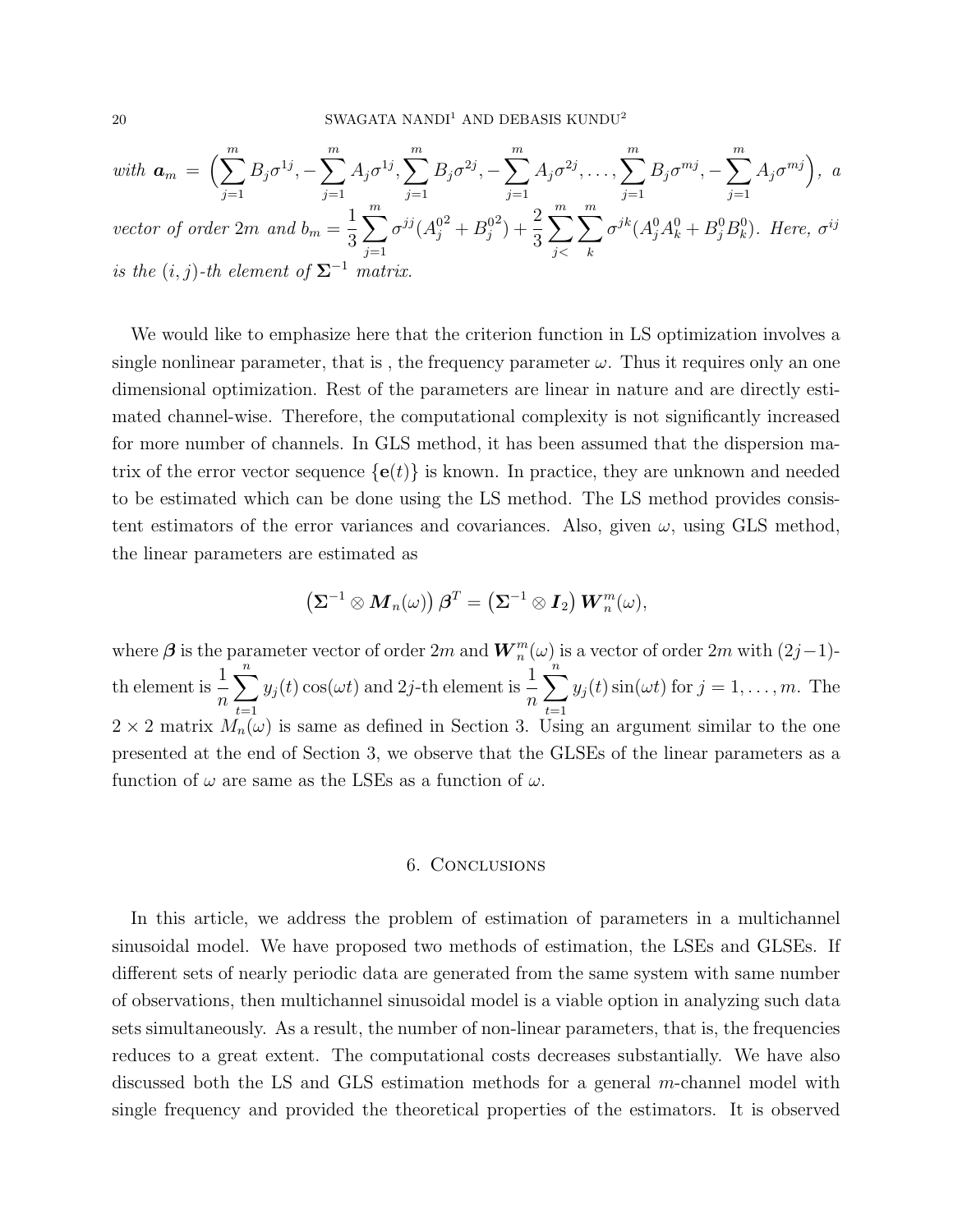*with* $\boldsymbol{a}_m = \Big(\sum_{j=1}^m B_j\sigma^{1j}, -\sum_{j=1}^m A_j\sigma^{1j}, \sum_{j=1}^m B_j\sigma^{2j}, -\sum_{j=1}^m A_j\sigma^{2j}, \ldots, \sum_{j=1}^m B_j\sigma^{mj}, -\sum_{j=1}^m A_j\sigma^{mj}\Big)$, *a vector of order* $2m$ *and* $b_m = \frac{1}{3}\sum_{j=1}^m \sigma^{jj}(A_j^{0^2}+B_j^{0^2}) + \frac{2}{3}\sum_{j<}^m\sum_{k}^m \sigma^{jk}(A_j^0A_k^0 + B_j^0B_k^0)$*. Here,* $\sigma^{ij}$ *is the* $(i,j)$*-th element of* $\boldsymbol{\Sigma}^{-1}$ *matrix.*

We would like to emphasize here that the criterion function in LS optimization involves a single nonlinear parameter, that is , the frequency parameter $\omega$. Thus it requires only an one dimensional optimization. Rest of the parameters are linear in nature and are directly estimated channel-wise. Therefore, the computational complexity is not significantly increased for more number of channels. In GLS method, it has been assumed that the dispersion matrix of the error vector sequence $\{\mathbf{e}(t)\}$ is known. In practice, they are unknown and needed to be estimated which can be done using the LS method. The LS method provides consistent estimators of the error variances and covariances. Also, given $\omega$, using GLS method, the linear parameters are estimated as

$$\left(\boldsymbol{\Sigma}^{-1}\otimes \boldsymbol{M}_n(\omega)\right)\boldsymbol{\beta}^T = \left(\boldsymbol{\Sigma}^{-1}\otimes \boldsymbol{I}_2\right)\boldsymbol{W}_n^m(\omega),$$

where $\boldsymbol{\beta}$ is the parameter vector of order $2m$ and $\boldsymbol{W}_n^m(\omega)$ is a vector of order $2m$ with $(2j-1)$-th element is $\frac{1}{n}\sum_{t=1}^n y_j(t)\cos(\omega t)$ and $2j$-th element is $\frac{1}{n}\sum_{t=1}^n y_j(t)\sin(\omega t)$ for $j=1,\ldots,m$. The $2\times 2$ matrix $M_n(\omega)$ is same as defined in Section 3. Using an argument similar to the one presented at the end of Section 3, we observe that the GLSEs of the linear parameters as a function of $\omega$ are same as the LSEs as a function of $\omega$.

## 6. Conclusions

In this article, we address the problem of estimation of parameters in a multichannel sinusoidal model. We have proposed two methods of estimation, the LSEs and GLSEs. If different sets of nearly periodic data are generated from the same system with same number of observations, then multichannel sinusoidal model is a viable option in analyzing such data sets simultaneously. As a result, the number of non-linear parameters, that is, the frequencies reduces to a great extent. The computational costs decreases substantially. We have also discussed both the LS and GLS estimation methods for a general $m$-channel model with single frequency and provided the theoretical properties of the estimators. It is observed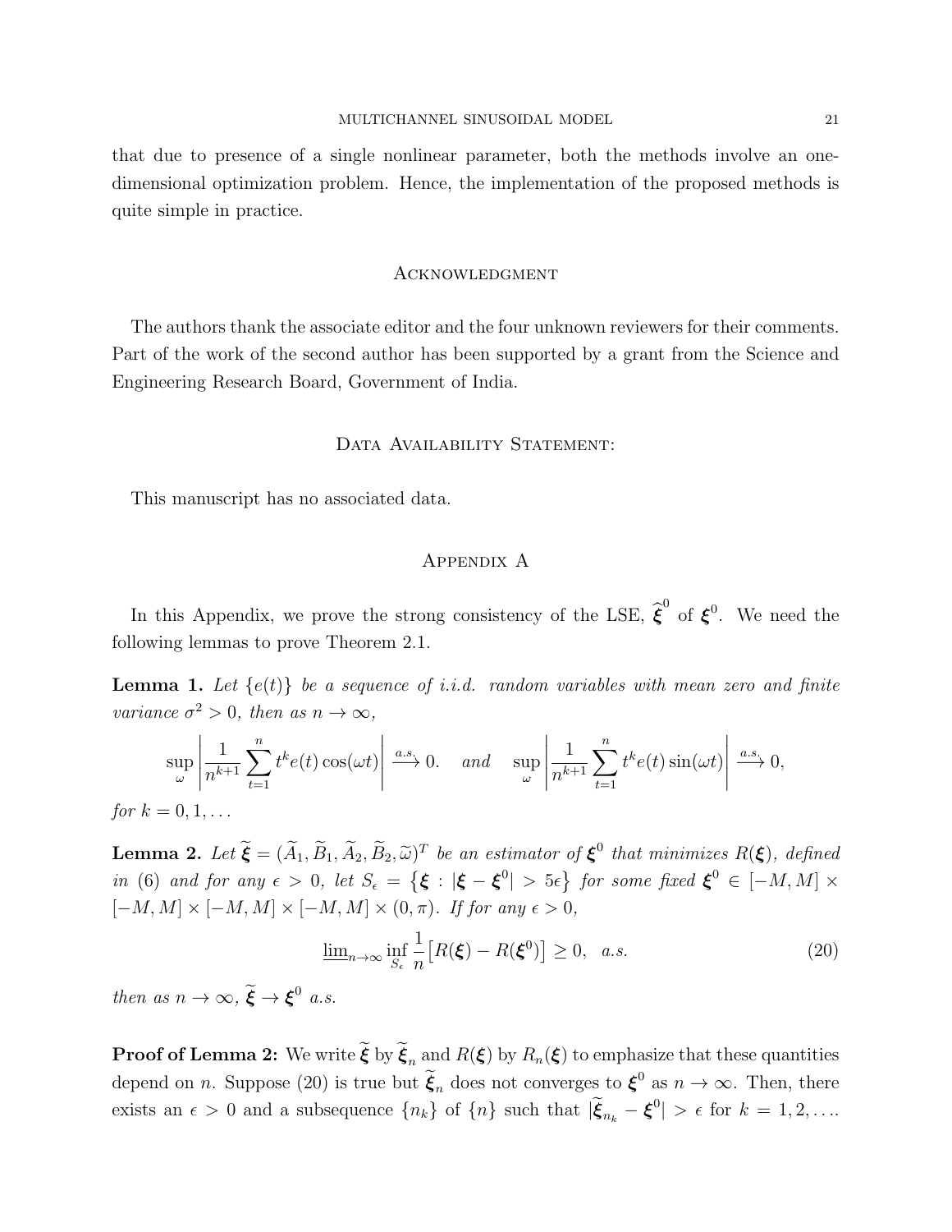that due to presence of a single nonlinear parameter, both the methods involve an one-dimensional optimization problem. Hence, the implementation of the proposed methods is quite simple in practice.

## Acknowledgment

The authors thank the associate editor and the four unknown reviewers for their comments. Part of the work of the second author has been supported by a grant from the Science and Engineering Research Board, Government of India.

## Data Availability Statement:

This manuscript has no associated data.

## Appendix A

In this Appendix, we prove the strong consistency of the LSE, $\widehat{\boldsymbol{\xi}}^0$ of $\boldsymbol{\xi}^0$. We need the following lemmas to prove Theorem 2.1.

**Lemma 1.** *Let $\{e(t)\}$ be a sequence of i.i.d. random variables with mean zero and finite variance $\sigma^2 > 0$, then as $n \to \infty$,*

$$\sup_{\omega} \left| \frac{1}{n^{k+1}} \sum_{t=1}^{n} t^k e(t) \cos(\omega t) \right| \xrightarrow{a.s.} 0. \quad \text{and} \quad \sup_{\omega} \left| \frac{1}{n^{k+1}} \sum_{t=1}^{n} t^k e(t) \sin(\omega t) \right| \xrightarrow{a.s.} 0,$$

*for $k = 0, 1, \ldots$*

**Lemma 2.** *Let $\widetilde{\boldsymbol{\xi}} = (\widetilde{A}_1, \widetilde{B}_1, \widetilde{A}_2, \widetilde{B}_2, \widetilde{\omega})^T$ be an estimator of $\boldsymbol{\xi}^0$ that minimizes $R(\boldsymbol{\xi})$, defined in (6) and for any $\epsilon > 0$, let $S_\epsilon = \{\boldsymbol{\xi} : |\boldsymbol{\xi} - \boldsymbol{\xi}^0| > 5\epsilon\}$ for some fixed $\boldsymbol{\xi}^0 \in [-M, M] \times [-M, M] \times [-M, M] \times [-M, M] \times (0, \pi)$. If for any $\epsilon > 0$,*

$$\underline{\lim}_{n\to\infty} \inf_{S_\epsilon} \frac{1}{n} \big[ R(\boldsymbol{\xi}) - R(\boldsymbol{\xi}^0) \big] \geq 0, \quad a.s. \tag{20}$$

*then as $n \to \infty$, $\widetilde{\boldsymbol{\xi}} \to \boldsymbol{\xi}^0$ a.s.*

**Proof of Lemma 2:** We write $\widetilde{\boldsymbol{\xi}}$ by $\widetilde{\boldsymbol{\xi}}_n$ and $R(\boldsymbol{\xi})$ by $R_n(\boldsymbol{\xi})$ to emphasize that these quantities depend on $n$. Suppose (20) is true but $\widetilde{\boldsymbol{\xi}}_n$ does not converges to $\boldsymbol{\xi}^0$ as $n \to \infty$. Then, there exists an $\epsilon > 0$ and a subsequence $\{n_k\}$ of $\{n\}$ such that $|\widetilde{\boldsymbol{\xi}}_{n_k} - \boldsymbol{\xi}^0| > \epsilon$ for $k = 1, 2, \ldots$.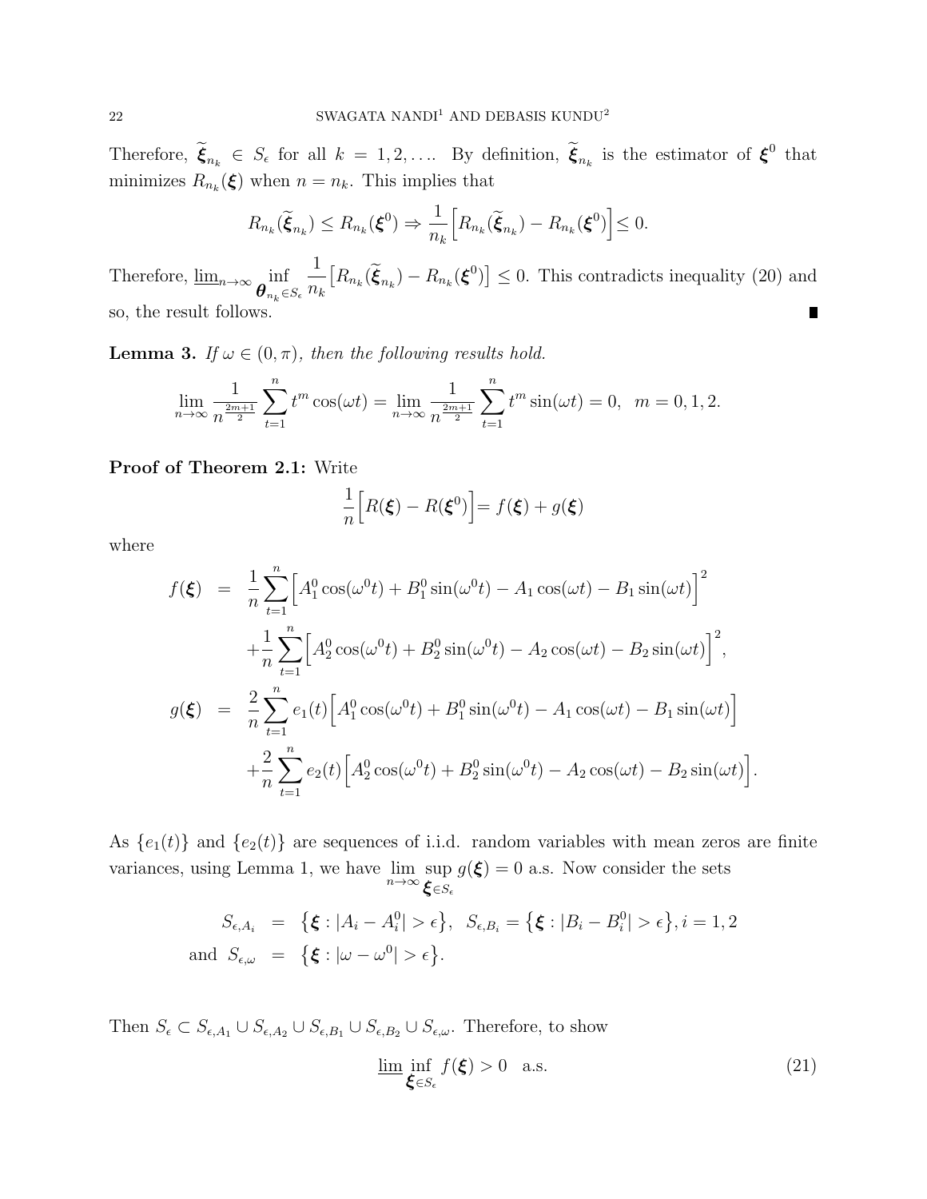Therefore, $\widetilde{\boldsymbol{\xi}}_{n_k} \in S_\epsilon$ for all $k = 1, 2, \ldots$. By definition, $\widetilde{\boldsymbol{\xi}}_{n_k}$ is the estimator of $\boldsymbol{\xi}^0$ that minimizes $R_{n_k}(\boldsymbol{\xi})$ when $n = n_k$. This implies that

$$R_{n_k}(\widetilde{\boldsymbol{\xi}}_{n_k}) \leq R_{n_k}(\boldsymbol{\xi}^0) \Rightarrow \frac{1}{n_k}\Big[R_{n_k}(\widetilde{\boldsymbol{\xi}}_{n_k}) - R_{n_k}(\boldsymbol{\xi}^0)\Big] \leq 0.$$

Therefore, $\underline{\lim}_{n\to\infty} \inf_{\boldsymbol{\theta}_{n_k} \in S_\epsilon} \frac{1}{n_k}\big[R_{n_k}(\widetilde{\boldsymbol{\xi}}_{n_k}) - R_{n_k}(\boldsymbol{\xi}^0)\big] \leq 0$. This contradicts inequality (20) and so, the result follows. ∎

**Lemma 3.** *If $\omega \in (0, \pi)$, then the following results hold.*

$$\lim_{n\to\infty} \frac{1}{n^{\frac{2m+1}{2}}} \sum_{t=1}^{n} t^m \cos(\omega t) = \lim_{n\to\infty} \frac{1}{n^{\frac{2m+1}{2}}} \sum_{t=1}^{n} t^m \sin(\omega t) = 0, \ \ m = 0, 1, 2.$$

**Proof of Theorem 2.1:** Write

$$\frac{1}{n}\Big[R(\boldsymbol{\xi}) - R(\boldsymbol{\xi}^0)\Big] = f(\boldsymbol{\xi}) + g(\boldsymbol{\xi})$$

where

$$\begin{aligned}
f(\boldsymbol{\xi}) &= \frac{1}{n}\sum_{t=1}^{n}\Big[A_1^0\cos(\omega^0 t) + B_1^0\sin(\omega^0 t) - A_1\cos(\omega t) - B_1\sin(\omega t)\Big]^2 \\
&\quad + \frac{1}{n}\sum_{t=1}^{n}\Big[A_2^0\cos(\omega^0 t) + B_2^0\sin(\omega^0 t) - A_2\cos(\omega t) - B_2\sin(\omega t)\Big]^2, \\
g(\boldsymbol{\xi}) &= \frac{2}{n}\sum_{t=1}^{n} e_1(t)\Big[A_1^0\cos(\omega^0 t) + B_1^0\sin(\omega^0 t) - A_1\cos(\omega t) - B_1\sin(\omega t)\Big] \\
&\quad + \frac{2}{n}\sum_{t=1}^{n} e_2(t)\Big[A_2^0\cos(\omega^0 t) + B_2^0\sin(\omega^0 t) - A_2\cos(\omega t) - B_2\sin(\omega t)\Big].
\end{aligned}$$

As $\{e_1(t)\}$ and $\{e_2(t)\}$ are sequences of i.i.d. random variables with mean zeros are finite variances, using Lemma 1, we have $\lim_{n\to\infty} \sup_{\boldsymbol{\xi}\in S_\epsilon} g(\boldsymbol{\xi}) = 0$ a.s. Now consider the sets

$$\begin{aligned}
S_{\epsilon, A_i} &= \big\{\boldsymbol{\xi} : |A_i - A_i^0| > \epsilon\big\}, \ \ S_{\epsilon, B_i} = \big\{\boldsymbol{\xi} : |B_i - B_i^0| > \epsilon\big\}, i = 1, 2 \\
\text{and } \ S_{\epsilon, \omega} &= \big\{\boldsymbol{\xi} : |\omega - \omega^0| > \epsilon\big\}.
\end{aligned}$$

Then $S_\epsilon \subset S_{\epsilon,A_1} \cup S_{\epsilon,A_2} \cup S_{\epsilon,B_1} \cup S_{\epsilon,B_2} \cup S_{\epsilon,\omega}$. Therefore, to show

$$\underline{\lim} \inf_{\boldsymbol{\xi}\in S_\epsilon} f(\boldsymbol{\xi}) > 0 \quad \text{a.s.} \tag{21}$$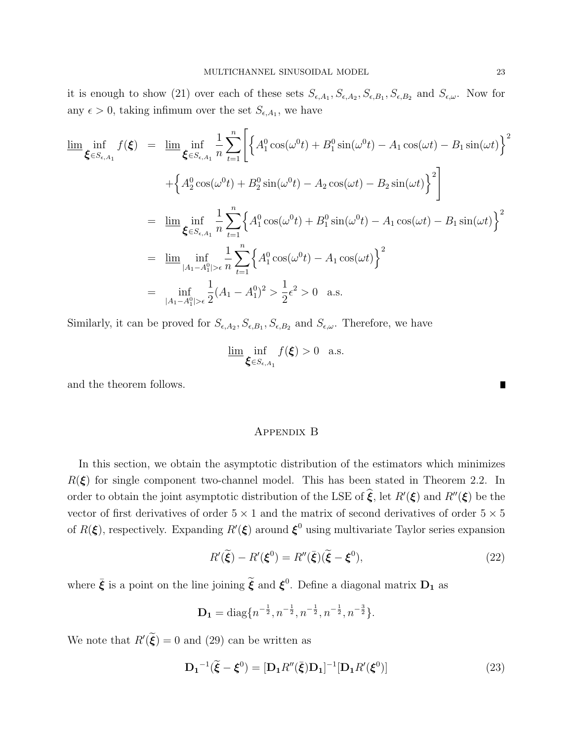it is enough to show (21) over each of these sets $S_{\epsilon,A_1}, S_{\epsilon,A_2}, S_{\epsilon,B_1}, S_{\epsilon,B_2}$ and $S_{\epsilon,\omega}$. Now for any $\epsilon > 0$, taking infimum over the set $S_{\epsilon,A_1}$, we have

$$
\begin{aligned}
\underline{\lim} \inf_{\boldsymbol{\xi} \in S_{\epsilon,A_1}} f(\boldsymbol{\xi}) &= \underline{\lim} \inf_{\boldsymbol{\xi} \in S_{\epsilon,A_1}} \frac{1}{n} \sum_{t=1}^{n} \Bigg[ \Big\{ A_1^0 \cos(\omega^0 t) + B_1^0 \sin(\omega^0 t) - A_1 \cos(\omega t) - B_1 \sin(\omega t) \Big\}^2 \\
&\quad + \Big\{ A_2^0 \cos(\omega^0 t) + B_2^0 \sin(\omega^0 t) - A_2 \cos(\omega t) - B_2 \sin(\omega t) \Big\}^2 \Bigg] \\
&= \underline{\lim} \inf_{\boldsymbol{\xi} \in S_{\epsilon,A_1}} \frac{1}{n} \sum_{t=1}^{n} \Big\{ A_1^0 \cos(\omega^0 t) + B_1^0 \sin(\omega^0 t) - A_1 \cos(\omega t) - B_1 \sin(\omega t) \Big\}^2 \\
&= \underline{\lim} \inf_{|A_1 - A_1^0| > \epsilon} \frac{1}{n} \sum_{t=1}^{n} \Big\{ A_1^0 \cos(\omega^0 t) - A_1 \cos(\omega t) \Big\}^2 \\
&= \inf_{|A_1 - A_1^0| > \epsilon} \frac{1}{2} (A_1 - A_1^0)^2 > \frac{1}{2} \epsilon^2 > 0 \quad \text{a.s.}
\end{aligned}
$$

Similarly, it can be proved for $S_{\epsilon,A_2}, S_{\epsilon,B_1}, S_{\epsilon,B_2}$ and $S_{\epsilon,\omega}$. Therefore, we have

$$
\underline{\lim} \inf_{\boldsymbol{\xi} \in S_{\epsilon,A_1}} f(\boldsymbol{\xi}) > 0 \quad \text{a.s.}
$$

and the theorem follows. ∎

## Appendix B

In this section, we obtain the asymptotic distribution of the estimators which minimizes $R(\boldsymbol{\xi})$ for single component two-channel model. This has been stated in Theorem 2.2. In order to obtain the joint asymptotic distribution of the LSE of $\widehat{\boldsymbol{\xi}}$, let $R'(\boldsymbol{\xi})$ and $R''(\boldsymbol{\xi})$ be the vector of first derivatives of order $5 \times 1$ and the matrix of second derivatives of order $5 \times 5$ of $R(\boldsymbol{\xi})$, respectively. Expanding $R'(\boldsymbol{\xi})$ around $\boldsymbol{\xi}^0$ using multivariate Taylor series expansion

$$
R'(\widetilde{\boldsymbol{\xi}}) - R'(\boldsymbol{\xi}^0) = R''(\bar{\boldsymbol{\xi}})(\widetilde{\boldsymbol{\xi}} - \boldsymbol{\xi}^0), \tag{22}
$$

where $\bar{\boldsymbol{\xi}}$ is a point on the line joining $\widetilde{\boldsymbol{\xi}}$ and $\boldsymbol{\xi}^0$. Define a diagonal matrix $\mathbf{D_1}$ as

$$
\mathbf{D_1} = \operatorname{diag}\{n^{-\frac{1}{2}}, n^{-\frac{1}{2}}, n^{-\frac{1}{2}}, n^{-\frac{1}{2}}, n^{-\frac{3}{2}}\}.
$$

We note that $R'(\widetilde{\boldsymbol{\xi}}) = 0$ and (29) can be written as

$$
\mathbf{D_1}^{-1}(\widetilde{\boldsymbol{\xi}} - \boldsymbol{\xi}^0) = [\mathbf{D_1} R''(\bar{\boldsymbol{\xi}}) \mathbf{D_1}]^{-1} [\mathbf{D_1} R'(\boldsymbol{\xi}^0)] \tag{23}
$$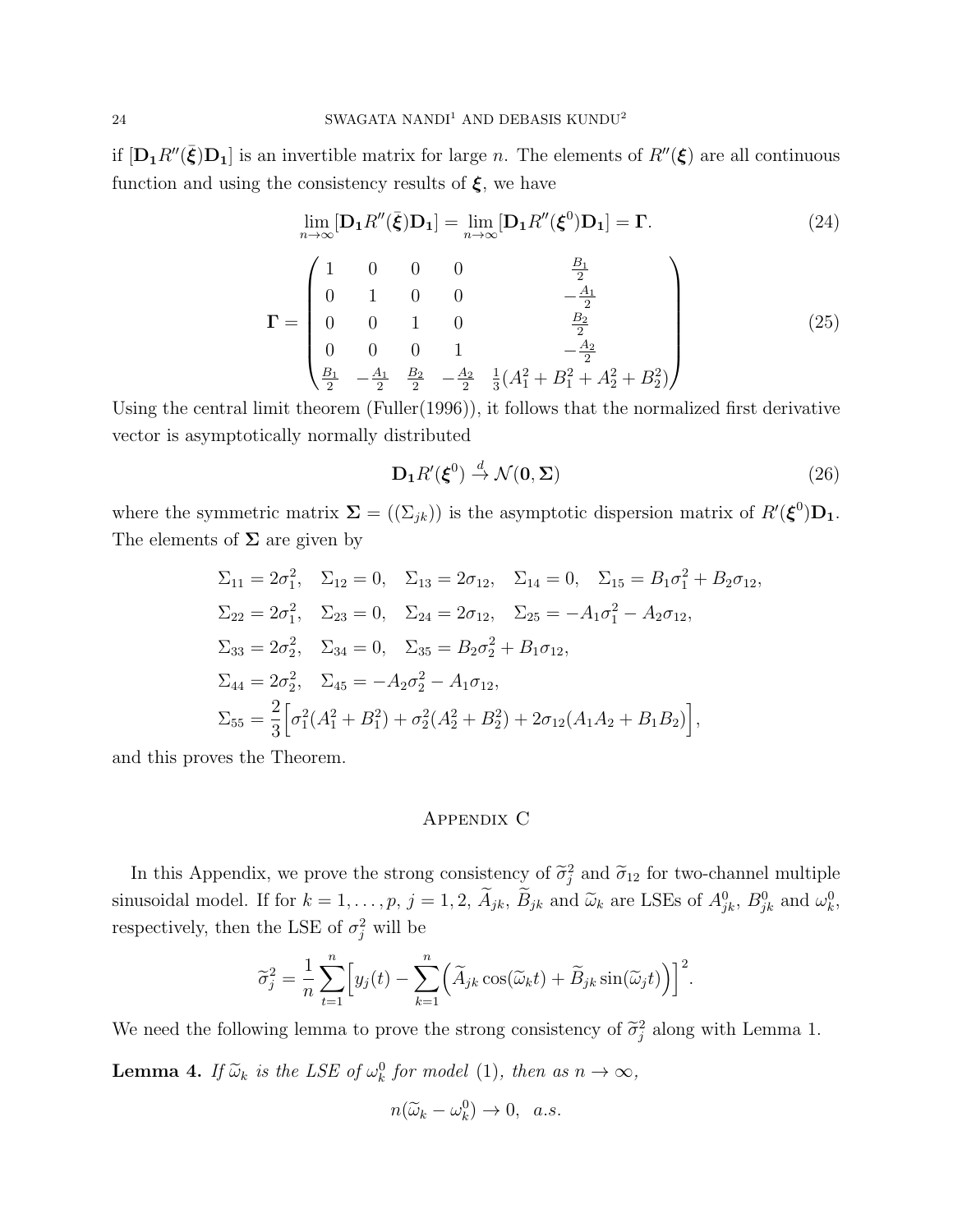if $[\mathbf{D_1} R''(\bar{\boldsymbol{\xi}})\mathbf{D_1}]$ is an invertible matrix for large $n$. The elements of $R''(\boldsymbol{\xi})$ are all continuous function and using the consistency results of $\boldsymbol{\xi}$, we have

$$\lim_{n\to\infty}[\mathbf{D_1} R''(\bar{\boldsymbol{\xi}})\mathbf{D_1}] = \lim_{n\to\infty}[\mathbf{D_1} R''(\boldsymbol{\xi}^0)\mathbf{D_1}] = \boldsymbol{\Gamma}. \tag{24}$$

$$\boldsymbol{\Gamma} = \begin{pmatrix} 1 & 0 & 0 & 0 & \frac{B_1}{2} \\ 0 & 1 & 0 & 0 & -\frac{A_1}{2} \\ 0 & 0 & 1 & 0 & \frac{B_2}{2} \\ 0 & 0 & 0 & 1 & -\frac{A_2}{2} \\ \frac{B_1}{2} & -\frac{A_1}{2} & \frac{B_2}{2} & -\frac{A_2}{2} & \frac{1}{3}(A_1^2 + B_1^2 + A_2^2 + B_2^2) \end{pmatrix} \tag{25}$$

Using the central limit theorem (Fuller(1996)), it follows that the normalized first derivative vector is asymptotically normally distributed

$$\mathbf{D_1} R'(\boldsymbol{\xi}^0) \xrightarrow{d} \mathcal{N}(\mathbf{0}, \boldsymbol{\Sigma}) \tag{26}$$

where the symmetric matrix $\boldsymbol{\Sigma} = ((\Sigma_{jk}))$ is the asymptotic dispersion matrix of $R'(\boldsymbol{\xi}^0)\mathbf{D_1}$. The elements of $\boldsymbol{\Sigma}$ are given by

$$\begin{aligned}
&\Sigma_{11} = 2\sigma_1^2, \quad \Sigma_{12} = 0, \quad \Sigma_{13} = 2\sigma_{12}, \quad \Sigma_{14} = 0, \quad \Sigma_{15} = B_1\sigma_1^2 + B_2\sigma_{12}, \\
&\Sigma_{22} = 2\sigma_1^2, \quad \Sigma_{23} = 0, \quad \Sigma_{24} = 2\sigma_{12}, \quad \Sigma_{25} = -A_1\sigma_1^2 - A_2\sigma_{12}, \\
&\Sigma_{33} = 2\sigma_2^2, \quad \Sigma_{34} = 0, \quad \Sigma_{35} = B_2\sigma_2^2 + B_1\sigma_{12}, \\
&\Sigma_{44} = 2\sigma_2^2, \quad \Sigma_{45} = -A_2\sigma_2^2 - A_1\sigma_{12}, \\
&\Sigma_{55} = \frac{2}{3}\Big[\sigma_1^2(A_1^2 + B_1^2) + \sigma_2^2(A_2^2 + B_2^2) + 2\sigma_{12}(A_1A_2 + B_1B_2)\Big],
\end{aligned}$$

and this proves the Theorem.

## Appendix C

In this Appendix, we prove the strong consistency of $\widetilde{\sigma}_j^2$ and $\widetilde{\sigma}_{12}$ for two-channel multiple sinusoidal model. If for $k = 1, \ldots, p$, $j = 1, 2$, $\widetilde{A}_{jk}$, $\widetilde{B}_{jk}$ and $\widetilde{\omega}_k$ are LSEs of $A_{jk}^0$, $B_{jk}^0$ and $\omega_k^0$, respectively, then the LSE of $\sigma_j^2$ will be

$$\widetilde{\sigma}_j^2 = \frac{1}{n}\sum_{t=1}^{n}\Big[y_j(t) - \sum_{k=1}^{n}\Big(\widetilde{A}_{jk}\cos(\widetilde{\omega}_k t) + \widetilde{B}_{jk}\sin(\widetilde{\omega}_j t)\Big)\Big]^2.$$

We need the following lemma to prove the strong consistency of $\widetilde{\sigma}_j^2$ along with Lemma 1.

**Lemma 4.** *If $\widetilde{\omega}_k$ is the LSE of $\omega_k^0$ for model (1), then as $n \to \infty$,*

$$n(\widetilde{\omega}_k - \omega_k^0) \to 0, \quad a.s.$$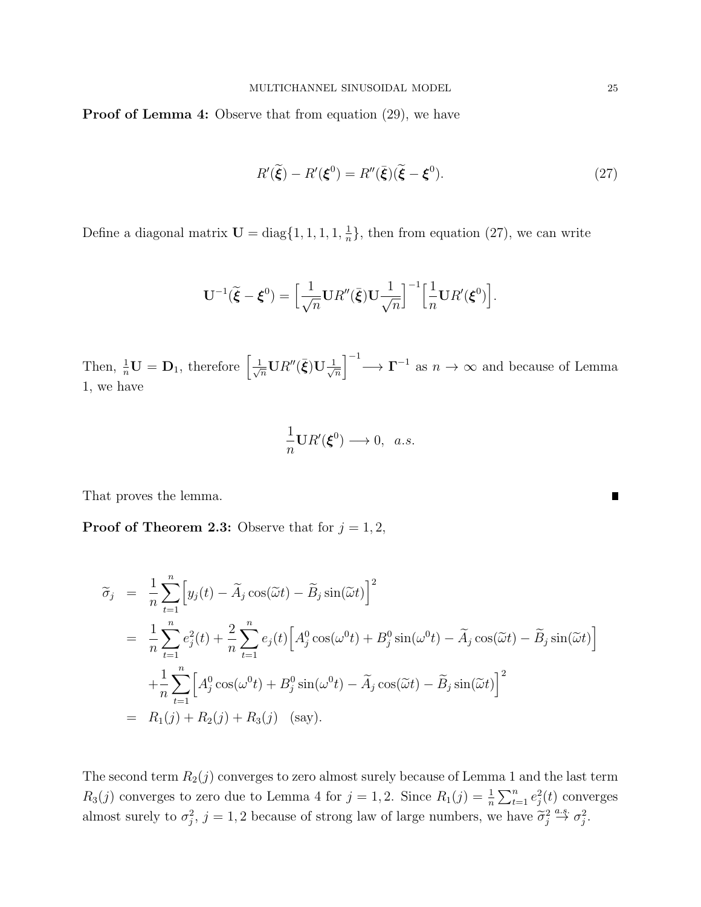**Proof of Lemma 4:** Observe that from equation (29), we have

$$
R'(\widetilde{\boldsymbol{\xi}}) - R'(\boldsymbol{\xi}^0) = R''(\bar{\boldsymbol{\xi}})(\widetilde{\boldsymbol{\xi}} - \boldsymbol{\xi}^0). \tag{27}
$$

Define a diagonal matrix $\mathbf{U} = \text{diag}\{1, 1, 1, 1, \frac{1}{n}\}$, then from equation (27), we can write

$$
\mathbf{U}^{-1}(\widetilde{\boldsymbol{\xi}} - \boldsymbol{\xi}^0) = \Big[\frac{1}{\sqrt{n}}\mathbf{U}R''(\bar{\boldsymbol{\xi}})\mathbf{U}\frac{1}{\sqrt{n}}\Big]^{-1}\Big[\frac{1}{n}\mathbf{U}R'(\boldsymbol{\xi}^0)\Big].
$$

Then, $\frac{1}{n}\mathbf{U} = \mathbf{D}_1$, therefore $\Big[\frac{1}{\sqrt{n}}\mathbf{U}R''(\bar{\boldsymbol{\xi}})\mathbf{U}\frac{1}{\sqrt{n}}\Big]^{-1} \longrightarrow \boldsymbol{\Gamma}^{-1}$ as $n \to \infty$ and because of Lemma 1, we have

$$
\frac{1}{n}\mathbf{U}R'(\boldsymbol{\xi}^0) \longrightarrow 0, \;\; a.s.
$$

That proves the lemma. ∎

**Proof of Theorem 2.3:** Observe that for $j = 1, 2$,

$$
\begin{aligned}
\widetilde{\sigma}_j &= \frac{1}{n}\sum_{t=1}^{n}\Big[y_j(t) - \widetilde{A}_j\cos(\widetilde{\omega}t) - \widetilde{B}_j\sin(\widetilde{\omega}t)\Big]^2 \\
&= \frac{1}{n}\sum_{t=1}^{n}e_j^2(t) + \frac{2}{n}\sum_{t=1}^{n}e_j(t)\Big[A_j^0\cos(\omega^0 t) + B_j^0\sin(\omega^0 t) - \widetilde{A}_j\cos(\widetilde{\omega}t) - \widetilde{B}_j\sin(\widetilde{\omega}t)\Big] \\
&\quad + \frac{1}{n}\sum_{t=1}^{n}\Big[A_j^0\cos(\omega^0 t) + B_j^0\sin(\omega^0 t) - \widetilde{A}_j\cos(\widetilde{\omega}t) - \widetilde{B}_j\sin(\widetilde{\omega}t)\Big]^2 \\
&= R_1(j) + R_2(j) + R_3(j) \quad \text{(say)}.
\end{aligned}
$$

The second term $R_2(j)$ converges to zero almost surely because of Lemma 1 and the last term $R_3(j)$ converges to zero due to Lemma 4 for $j = 1, 2$. Since $R_1(j) = \frac{1}{n}\sum_{t=1}^{n}e_j^2(t)$ converges almost surely to $\sigma_j^2$, $j = 1, 2$ because of strong law of large numbers, we have $\widetilde{\sigma}_j^2 \stackrel{a.s.}{\to} \sigma_j^2$.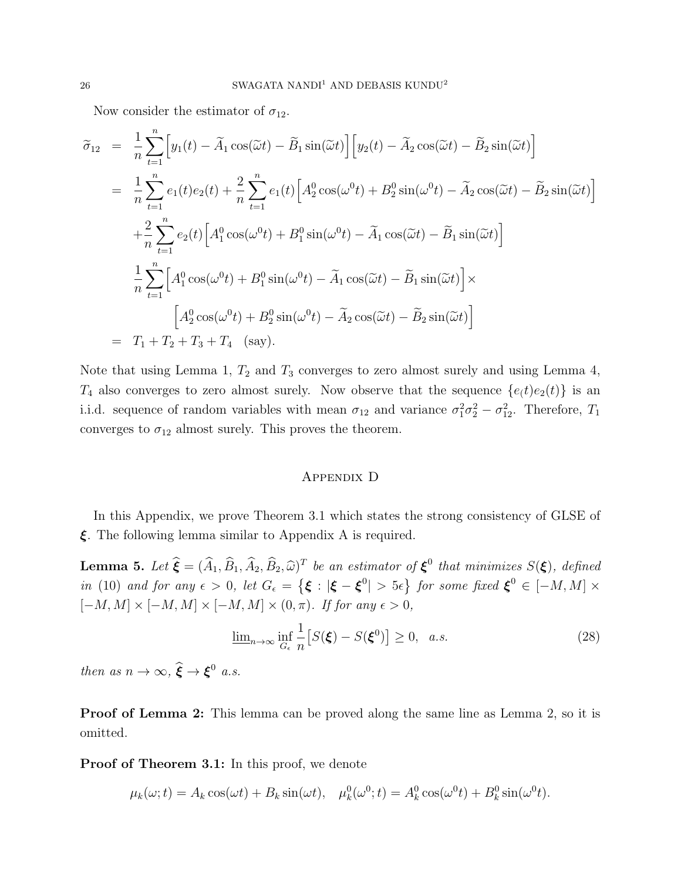Now consider the estimator of $\sigma_{12}$.

$$
\begin{aligned}
\widetilde{\sigma}_{12} &= \frac{1}{n}\sum_{t=1}^{n}\Big[y_1(t) - \widetilde{A}_1\cos(\widetilde{\omega}t) - \widetilde{B}_1\sin(\widetilde{\omega}t)\Big]\Big[y_2(t) - \widetilde{A}_2\cos(\widetilde{\omega}t) - \widetilde{B}_2\sin(\widetilde{\omega}t)\Big] \\
&= \frac{1}{n}\sum_{t=1}^{n} e_1(t)e_2(t) + \frac{2}{n}\sum_{t=1}^{n} e_1(t)\Big[A_2^0\cos(\omega^0 t) + B_2^0\sin(\omega^0 t) - \widetilde{A}_2\cos(\widetilde{\omega}t) - \widetilde{B}_2\sin(\widetilde{\omega}t)\Big] \\
&\quad + \frac{2}{n}\sum_{t=1}^{n} e_2(t)\Big[A_1^0\cos(\omega^0 t) + B_1^0\sin(\omega^0 t) - \widetilde{A}_1\cos(\widetilde{\omega}t) - \widetilde{B}_1\sin(\widetilde{\omega}t)\Big] \\
&\quad \frac{1}{n}\sum_{t=1}^{n}\Big[A_1^0\cos(\omega^0 t) + B_1^0\sin(\omega^0 t) - \widetilde{A}_1\cos(\widetilde{\omega}t) - \widetilde{B}_1\sin(\widetilde{\omega}t)\Big]\times \\
&\qquad\qquad \Big[A_2^0\cos(\omega^0 t) + B_2^0\sin(\omega^0 t) - \widetilde{A}_2\cos(\widetilde{\omega}t) - \widetilde{B}_2\sin(\widetilde{\omega}t)\Big] \\
&= T_1 + T_2 + T_3 + T_4 \quad \text{(say)}.
\end{aligned}
$$

Note that using Lemma 1, $T_2$ and $T_3$ converges to zero almost surely and using Lemma 4, $T_4$ also converges to zero almost surely. Now observe that the sequence $\{e_(t)e_2(t)\}$ is an i.i.d. sequence of random variables with mean $\sigma_{12}$ and variance $\sigma_1^2\sigma_2^2 - \sigma_{12}^2$. Therefore, $T_1$ converges to $\sigma_{12}$ almost surely. This proves the theorem.

## Appendix D

In this Appendix, we prove Theorem 3.1 which states the strong consistency of GLSE of $\boldsymbol{\xi}$. The following lemma similar to Appendix A is required.

**Lemma 5.** *Let $\widehat{\boldsymbol{\xi}} = (\widehat{A}_1, \widehat{B}_1, \widehat{A}_2, \widehat{B}_2, \widehat{\omega})^T$ be an estimator of $\boldsymbol{\xi}^0$ that minimizes $S(\boldsymbol{\xi})$, defined in* (10) *and for any $\epsilon > 0$, let $G_\epsilon = \big\{\boldsymbol{\xi} : |\boldsymbol{\xi} - \boldsymbol{\xi}^0| > 5\epsilon\big\}$ for some fixed $\boldsymbol{\xi}^0 \in [-M, M] \times [-M, M] \times [-M, M] \times [-M, M] \times (0, \pi)$. If for any $\epsilon > 0$,*

$$
\underline{\lim}_{n\to\infty} \inf_{G_\epsilon} \frac{1}{n}\big[S(\boldsymbol{\xi}) - S(\boldsymbol{\xi}^0)\big] \geq 0, \quad a.s. \tag{28}
$$

*then as $n \to \infty$, $\widehat{\boldsymbol{\xi}} \to \boldsymbol{\xi}^0$ a.s.*

**Proof of Lemma 2:** This lemma can be proved along the same line as Lemma 2, so it is omitted.

**Proof of Theorem 3.1:** In this proof, we denote

$$
\mu_k(\omega; t) = A_k\cos(\omega t) + B_k\sin(\omega t), \quad \mu_k^0(\omega^0; t) = A_k^0\cos(\omega^0 t) + B_k^0\sin(\omega^0 t).
$$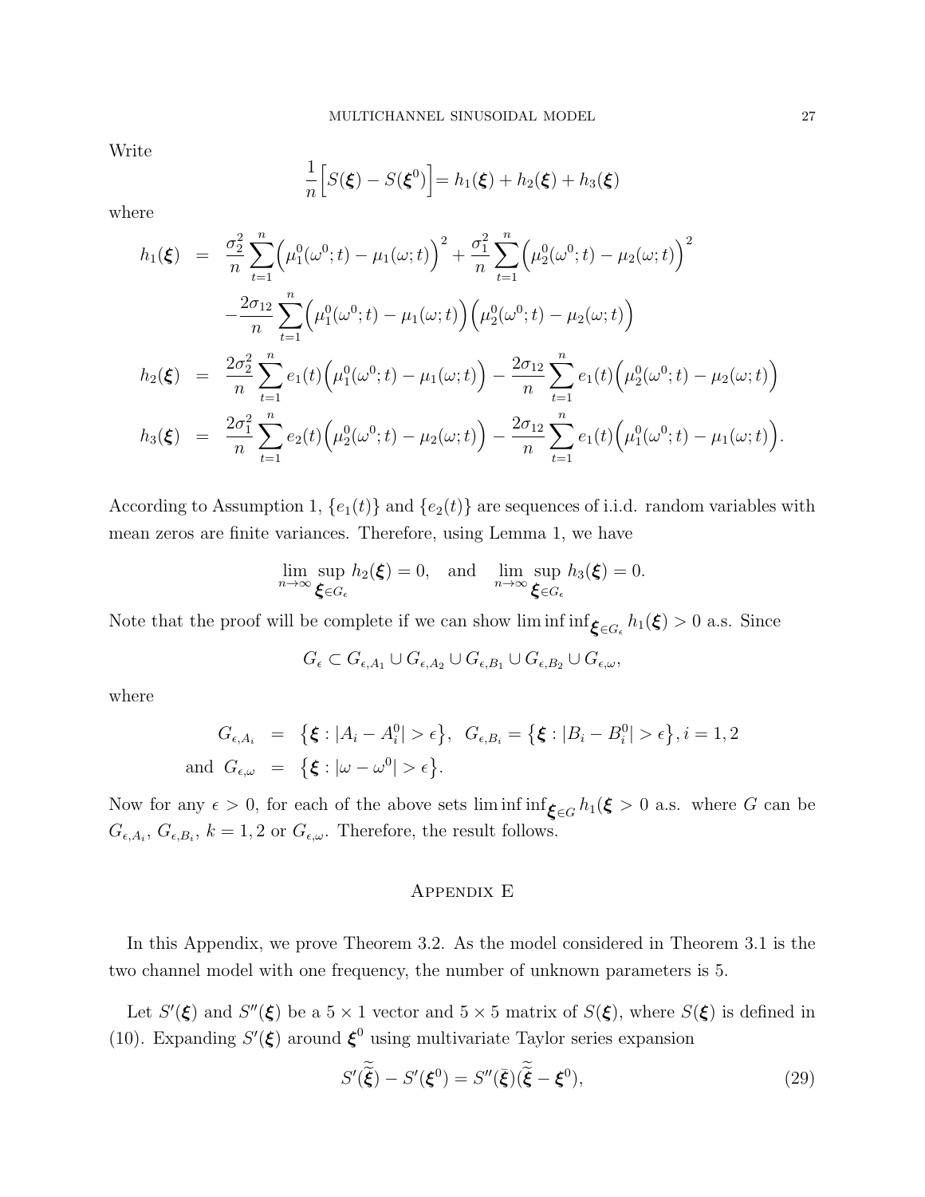Write

$$\frac{1}{n}\Big[S(\boldsymbol{\xi}) - S(\boldsymbol{\xi}^0)\Big] = h_1(\boldsymbol{\xi}) + h_2(\boldsymbol{\xi}) + h_3(\boldsymbol{\xi})$$

where

$$\begin{aligned}
h_1(\boldsymbol{\xi}) &= \frac{\sigma_2^2}{n}\sum_{t=1}^{n}\Big(\mu_1^0(\omega^0;t) - \mu_1(\omega;t)\Big)^2 + \frac{\sigma_1^2}{n}\sum_{t=1}^{n}\Big(\mu_2^0(\omega^0;t) - \mu_2(\omega;t)\Big)^2 \\
&\quad - \frac{2\sigma_{12}}{n}\sum_{t=1}^{n}\Big(\mu_1^0(\omega^0;t) - \mu_1(\omega;t)\Big)\Big(\mu_2^0(\omega^0;t) - \mu_2(\omega;t)\Big) \\
h_2(\boldsymbol{\xi}) &= \frac{2\sigma_2^2}{n}\sum_{t=1}^{n} e_1(t)\Big(\mu_1^0(\omega^0;t) - \mu_1(\omega;t)\Big) - \frac{2\sigma_{12}}{n}\sum_{t=1}^{n} e_1(t)\Big(\mu_2^0(\omega^0;t) - \mu_2(\omega;t)\Big) \\
h_3(\boldsymbol{\xi}) &= \frac{2\sigma_1^2}{n}\sum_{t=1}^{n} e_2(t)\Big(\mu_2^0(\omega^0;t) - \mu_2(\omega;t)\Big) - \frac{2\sigma_{12}}{n}\sum_{t=1}^{n} e_1(t)\Big(\mu_1^0(\omega^0;t) - \mu_1(\omega;t)\Big).
\end{aligned}$$

According to Assumption 1, $\{e_1(t)\}$ and $\{e_2(t)\}$ are sequences of i.i.d. random variables with mean zeros are finite variances. Therefore, using Lemma 1, we have

$$\lim_{n\to\infty}\sup_{\boldsymbol{\xi}\in G_\epsilon} h_2(\boldsymbol{\xi}) = 0, \quad \text{and} \quad \lim_{n\to\infty}\sup_{\boldsymbol{\xi}\in G_\epsilon} h_3(\boldsymbol{\xi}) = 0.$$

Note that the proof will be complete if we can show $\liminf \inf_{\boldsymbol{\xi}\in G_\epsilon} h_1(\boldsymbol{\xi}) > 0$ a.s. Since

$$G_\epsilon \subset G_{\epsilon,A_1} \cup G_{\epsilon,A_2} \cup G_{\epsilon,B_1} \cup G_{\epsilon,B_2} \cup G_{\epsilon,\omega},$$

where

$$\begin{aligned}
G_{\epsilon,A_i} &= \big\{\boldsymbol{\xi} : |A_i - A_i^0| > \epsilon\big\}, \quad G_{\epsilon,B_i} = \big\{\boldsymbol{\xi} : |B_i - B_i^0| > \epsilon\big\}, i = 1,2 \\
\text{and } G_{\epsilon,\omega} &= \big\{\boldsymbol{\xi} : |\omega - \omega^0| > \epsilon\big\}.
\end{aligned}$$

Now for any $\epsilon > 0$, for each of the above sets $\liminf \inf_{\boldsymbol{\xi}\in G} h_1(\boldsymbol{\xi} > 0$ a.s. where $G$ can be $G_{\epsilon,A_i}$, $G_{\epsilon,B_i}$, $k = 1,2$ or $G_{\epsilon,\omega}$. Therefore, the result follows.

## Appendix E

In this Appendix, we prove Theorem 3.2. As the model considered in Theorem 3.1 is the two channel model with one frequency, the number of unknown parameters is 5.

Let $S'(\boldsymbol{\xi})$ and $S''(\boldsymbol{\xi})$ be a $5 \times 1$ vector and $5 \times 5$ matrix of $S(\boldsymbol{\xi})$, where $S(\boldsymbol{\xi})$ is defined in (10). Expanding $S'(\boldsymbol{\xi})$ around $\boldsymbol{\xi}^0$ using multivariate Taylor series expansion

$$S'(\widetilde{\widetilde{\boldsymbol{\xi}}}) - S'(\boldsymbol{\xi}^0) = S''(\bar{\boldsymbol{\xi}})(\widetilde{\widetilde{\boldsymbol{\xi}}} - \boldsymbol{\xi}^0), \tag{29}$$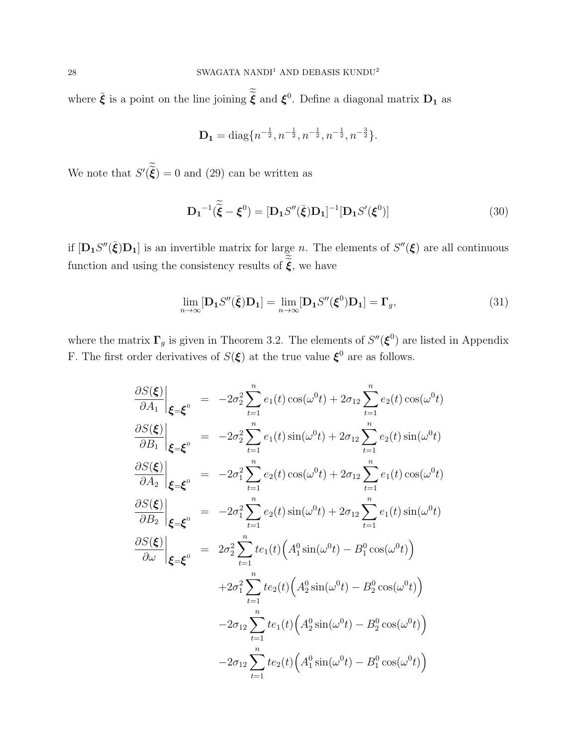where $\bar{\boldsymbol{\xi}}$ is a point on the line joining $\widetilde{\widetilde{\boldsymbol{\xi}}}$ and $\boldsymbol{\xi}^0$. Define a diagonal matrix $\mathbf{D_1}$ as

$$\mathbf{D_1} = \operatorname{diag}\{n^{-\frac{1}{2}}, n^{-\frac{1}{2}}, n^{-\frac{1}{2}}, n^{-\frac{1}{2}}, n^{-\frac{3}{2}}\}.$$

We note that $S'(\widetilde{\widetilde{\boldsymbol{\xi}}}) = 0$ and (29) can be written as

$$\mathbf{D_1}^{-1}(\widetilde{\widetilde{\boldsymbol{\xi}}} - \boldsymbol{\xi}^0) = [\mathbf{D_1} S''(\bar{\boldsymbol{\xi}})\mathbf{D_1}]^{-1}[\mathbf{D_1} S'(\boldsymbol{\xi}^0)] \tag{30}$$

if $[\mathbf{D_1} S''(\bar{\boldsymbol{\xi}})\mathbf{D_1}]$ is an invertible matrix for large $n$. The elements of $S''(\boldsymbol{\xi})$ are all continuous function and using the consistency results of $\widetilde{\widetilde{\boldsymbol{\xi}}}$, we have

$$\lim_{n\to\infty}[\mathbf{D_1} S''(\bar{\boldsymbol{\xi}})\mathbf{D_1}] = \lim_{n\to\infty}[\mathbf{D_1} S''(\boldsymbol{\xi}^0)\mathbf{D_1}] = \boldsymbol{\Gamma}_g, \tag{31}$$

where the matrix $\boldsymbol{\Gamma}_g$ is given in Theorem 3.2. The elements of $S''(\boldsymbol{\xi}^0)$ are listed in Appendix F. The first order derivatives of $S(\boldsymbol{\xi})$ at the true value $\boldsymbol{\xi}^0$ are as follows.

$$\begin{aligned}
\left.\frac{\partial S(\boldsymbol{\xi})}{\partial A_1}\right|_{\boldsymbol{\xi}=\boldsymbol{\xi}^0} &= -2\sigma_2^2 \sum_{t=1}^{n} e_1(t)\cos(\omega^0 t) + 2\sigma_{12}\sum_{t=1}^{n} e_2(t)\cos(\omega^0 t) \\
\left.\frac{\partial S(\boldsymbol{\xi})}{\partial B_1}\right|_{\boldsymbol{\xi}=\boldsymbol{\xi}^0} &= -2\sigma_2^2 \sum_{t=1}^{n} e_1(t)\sin(\omega^0 t) + 2\sigma_{12}\sum_{t=1}^{n} e_2(t)\sin(\omega^0 t) \\
\left.\frac{\partial S(\boldsymbol{\xi})}{\partial A_2}\right|_{\boldsymbol{\xi}=\boldsymbol{\xi}^0} &= -2\sigma_1^2 \sum_{t=1}^{n} e_2(t)\cos(\omega^0 t) + 2\sigma_{12}\sum_{t=1}^{n} e_1(t)\cos(\omega^0 t) \\
\left.\frac{\partial S(\boldsymbol{\xi})}{\partial B_2}\right|_{\boldsymbol{\xi}=\boldsymbol{\xi}^0} &= -2\sigma_1^2 \sum_{t=1}^{n} e_2(t)\sin(\omega^0 t) + 2\sigma_{12}\sum_{t=1}^{n} e_1(t)\sin(\omega^0 t) \\
\left.\frac{\partial S(\boldsymbol{\xi})}{\partial \omega}\right|_{\boldsymbol{\xi}=\boldsymbol{\xi}^0} &= 2\sigma_2^2 \sum_{t=1}^{n} t e_1(t)\Big(A_1^0\sin(\omega^0 t) - B_1^0\cos(\omega^0 t)\Big) \\
&\quad + 2\sigma_1^2 \sum_{t=1}^{n} t e_2(t)\Big(A_2^0\sin(\omega^0 t) - B_2^0\cos(\omega^0 t)\Big) \\
&\quad - 2\sigma_{12} \sum_{t=1}^{n} t e_1(t)\Big(A_2^0\sin(\omega^0 t) - B_2^0\cos(\omega^0 t)\Big) \\
&\quad - 2\sigma_{12} \sum_{t=1}^{n} t e_2(t)\Big(A_1^0\sin(\omega^0 t) - B_1^0\cos(\omega^0 t)\Big)
\end{aligned}$$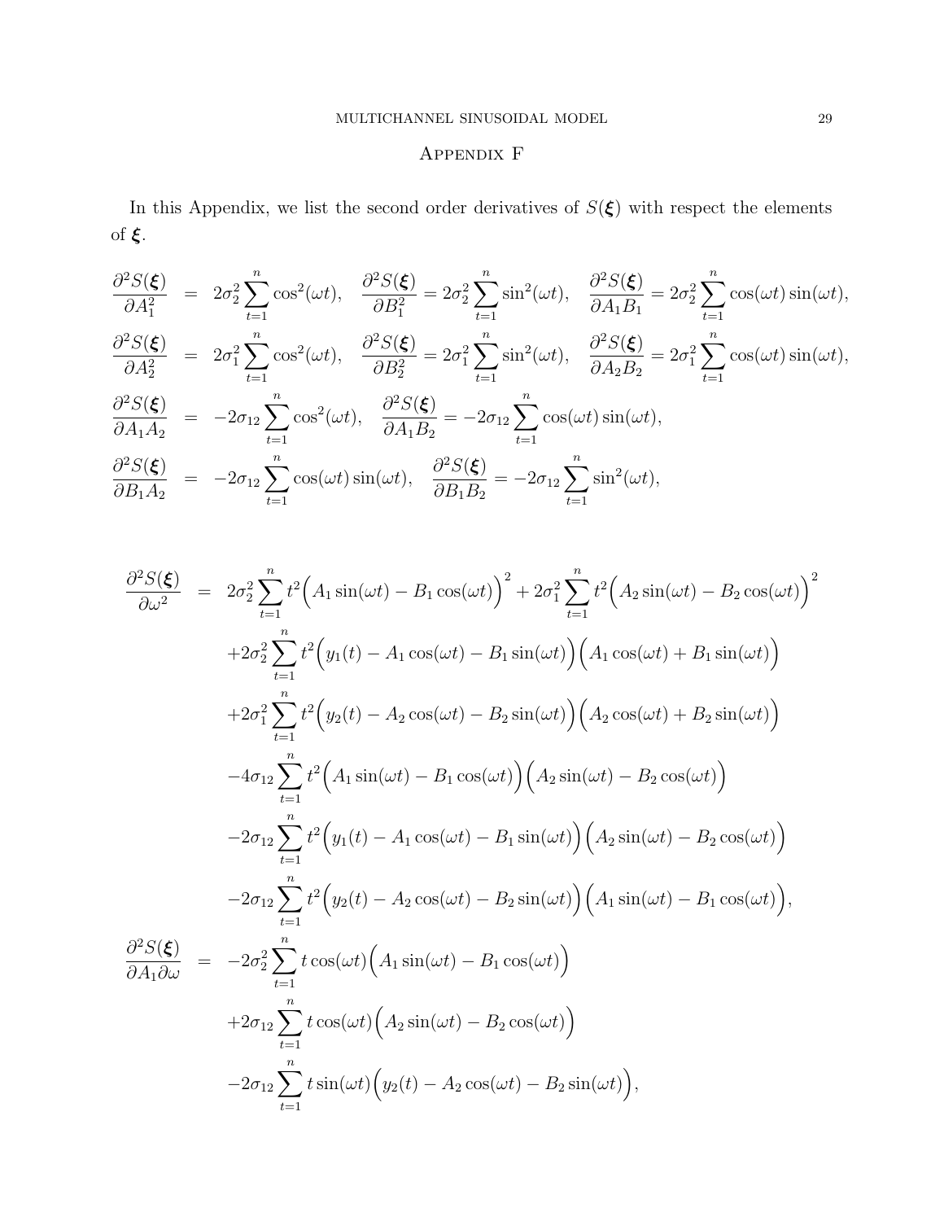## Appendix F

In this Appendix, we list the second order derivatives of $S(\boldsymbol{\xi})$ with respect the elements of $\boldsymbol{\xi}$.

$$
\begin{aligned}
\frac{\partial^2 S(\boldsymbol{\xi})}{\partial A_1^2} &= 2\sigma_2^2 \sum_{t=1}^{n} \cos^2(\omega t), \quad \frac{\partial^2 S(\boldsymbol{\xi})}{\partial B_1^2} = 2\sigma_2^2 \sum_{t=1}^{n} \sin^2(\omega t), \quad \frac{\partial^2 S(\boldsymbol{\xi})}{\partial A_1 B_1} = 2\sigma_2^2 \sum_{t=1}^{n} \cos(\omega t)\sin(\omega t), \\
\frac{\partial^2 S(\boldsymbol{\xi})}{\partial A_2^2} &= 2\sigma_1^2 \sum_{t=1}^{n} \cos^2(\omega t), \quad \frac{\partial^2 S(\boldsymbol{\xi})}{\partial B_2^2} = 2\sigma_1^2 \sum_{t=1}^{n} \sin^2(\omega t), \quad \frac{\partial^2 S(\boldsymbol{\xi})}{\partial A_2 B_2} = 2\sigma_1^2 \sum_{t=1}^{n} \cos(\omega t)\sin(\omega t), \\
\frac{\partial^2 S(\boldsymbol{\xi})}{\partial A_1 A_2} &= -2\sigma_{12} \sum_{t=1}^{n} \cos^2(\omega t), \quad \frac{\partial^2 S(\boldsymbol{\xi})}{\partial A_1 B_2} = -2\sigma_{12} \sum_{t=1}^{n} \cos(\omega t)\sin(\omega t), \\
\frac{\partial^2 S(\boldsymbol{\xi})}{\partial B_1 A_2} &= -2\sigma_{12} \sum_{t=1}^{n} \cos(\omega t)\sin(\omega t), \quad \frac{\partial^2 S(\boldsymbol{\xi})}{\partial B_1 B_2} = -2\sigma_{12} \sum_{t=1}^{n} \sin^2(\omega t),
\end{aligned}
$$

$$
\begin{aligned}
\frac{\partial^2 S(\boldsymbol{\xi})}{\partial \omega^2} &= 2\sigma_2^2 \sum_{t=1}^{n} t^2 \Big(A_1 \sin(\omega t) - B_1 \cos(\omega t)\Big)^2 + 2\sigma_1^2 \sum_{t=1}^{n} t^2 \Big(A_2 \sin(\omega t) - B_2 \cos(\omega t)\Big)^2 \\
&\quad + 2\sigma_2^2 \sum_{t=1}^{n} t^2 \Big(y_1(t) - A_1\cos(\omega t) - B_1 \sin(\omega t)\Big)\Big(A_1 \cos(\omega t) + B_1 \sin(\omega t)\Big) \\
&\quad + 2\sigma_1^2 \sum_{t=1}^{n} t^2 \Big(y_2(t) - A_2\cos(\omega t) - B_2 \sin(\omega t)\Big)\Big(A_2 \cos(\omega t) + B_2 \sin(\omega t)\Big) \\
&\quad - 4\sigma_{12} \sum_{t=1}^{n} t^2 \Big(A_1 \sin(\omega t) - B_1 \cos(\omega t)\Big)\Big(A_2 \sin(\omega t) - B_2 \cos(\omega t)\Big) \\
&\quad - 2\sigma_{12} \sum_{t=1}^{n} t^2 \Big(y_1(t) - A_1\cos(\omega t) - B_1 \sin(\omega t)\Big)\Big(A_2 \sin(\omega t) - B_2 \cos(\omega t)\Big) \\
&\quad - 2\sigma_{12} \sum_{t=1}^{n} t^2 \Big(y_2(t) - A_2\cos(\omega t) - B_2 \sin(\omega t)\Big)\Big(A_1 \sin(\omega t) - B_1 \cos(\omega t)\Big), \\
\frac{\partial^2 S(\boldsymbol{\xi})}{\partial A_1 \partial \omega} &= -2\sigma_2^2 \sum_{t=1}^{n} t\cos(\omega t)\Big(A_1 \sin(\omega t) - B_1 \cos(\omega t)\Big) \\
&\quad + 2\sigma_{12} \sum_{t=1}^{n} t\cos(\omega t)\Big(A_2 \sin(\omega t) - B_2 \cos(\omega t)\Big) \\
&\quad - 2\sigma_{12} \sum_{t=1}^{n} t\sin(\omega t)\Big(y_2(t) - A_2 \cos(\omega t) - B_2 \sin(\omega t)\Big),
\end{aligned}
$$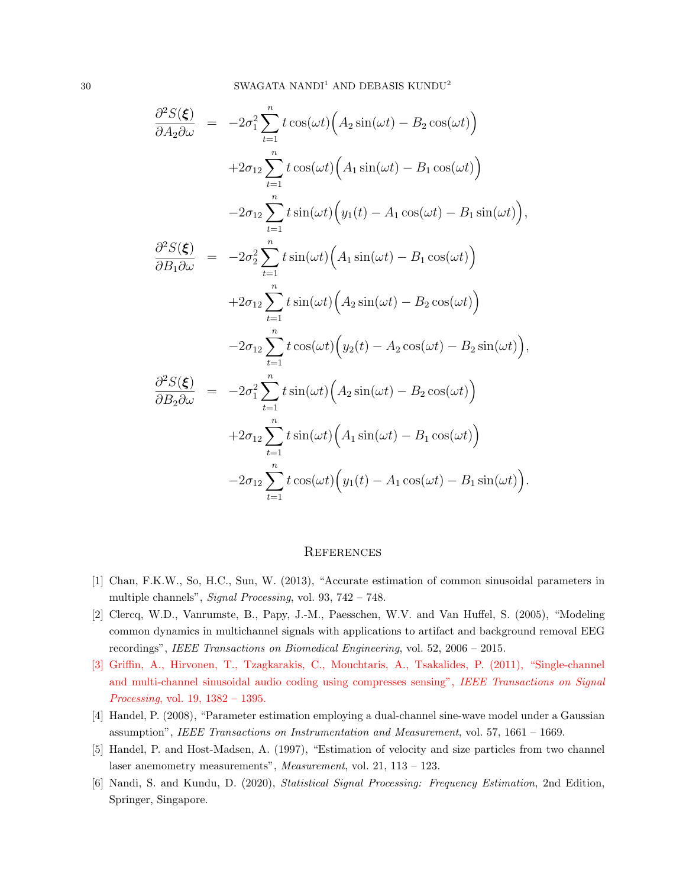$$
\begin{aligned}
\frac{\partial^2 S(\boldsymbol{\xi})}{\partial A_2 \partial \omega} &= -2\sigma_1^2 \sum_{t=1}^{n} t\cos(\omega t)\Big(A_2\sin(\omega t) - B_2\cos(\omega t)\Big) \\
&\quad +2\sigma_{12} \sum_{t=1}^{n} t\cos(\omega t)\Big(A_1\sin(\omega t) - B_1\cos(\omega t)\Big) \\
&\quad -2\sigma_{12} \sum_{t=1}^{n} t\sin(\omega t)\Big(y_1(t) - A_1\cos(\omega t) - B_1\sin(\omega t)\Big), \\
\frac{\partial^2 S(\boldsymbol{\xi})}{\partial B_1 \partial \omega} &= -2\sigma_2^2 \sum_{t=1}^{n} t\sin(\omega t)\Big(A_1\sin(\omega t) - B_1\cos(\omega t)\Big) \\
&\quad +2\sigma_{12} \sum_{t=1}^{n} t\sin(\omega t)\Big(A_2\sin(\omega t) - B_2\cos(\omega t)\Big) \\
&\quad -2\sigma_{12} \sum_{t=1}^{n} t\cos(\omega t)\Big(y_2(t) - A_2\cos(\omega t) - B_2\sin(\omega t)\Big), \\
\frac{\partial^2 S(\boldsymbol{\xi})}{\partial B_2 \partial \omega} &= -2\sigma_1^2 \sum_{t=1}^{n} t\sin(\omega t)\Big(A_2\sin(\omega t) - B_2\cos(\omega t)\Big) \\
&\quad +2\sigma_{12} \sum_{t=1}^{n} t\sin(\omega t)\Big(A_1\sin(\omega t) - B_1\cos(\omega t)\Big) \\
&\quad -2\sigma_{12} \sum_{t=1}^{n} t\cos(\omega t)\Big(y_1(t) - A_1\cos(\omega t) - B_1\sin(\omega t)\Big).
\end{aligned}
$$

## References

[1] Chan, F.K.W., So, H.C., Sun, W. (2013), "Accurate estimation of common sinusoidal parameters in multiple channels", *Signal Processing*, vol. 93, 742 – 748.

[2] Clercq, W.D., Vanrumste, B., Papy, J.-M., Paesschen, W.V. and Van Huffel, S. (2005), "Modeling common dynamics in multichannel signals with applications to artifact and background removal EEG recordings", *IEEE Transactions on Biomedical Engineering*, vol. 52, 2006 – 2015.

[3] Griffin, A., Hirvonen, T., Tzagkarakis, C., Mouchtaris, A., Tsakalides, P. (2011), "Single-channel and multi-channel sinusoidal audio coding using compresses sensing", *IEEE Transactions on Signal Processing*, vol. 19, 1382 – 1395.

[4] Handel, P. (2008), "Parameter estimation employing a dual-channel sine-wave model under a Gaussian assumption", *IEEE Transactions on Instrumentation and Measurement*, vol. 57, 1661 – 1669.

[5] Handel, P. and Host-Madsen, A. (1997), "Estimation of velocity and size particles from two channel laser anemometry measurements", *Measurement*, vol. 21, 113 – 123.

[6] Nandi, S. and Kundu, D. (2020), *Statistical Signal Processing: Frequency Estimation*, 2nd Edition, Springer, Singapore.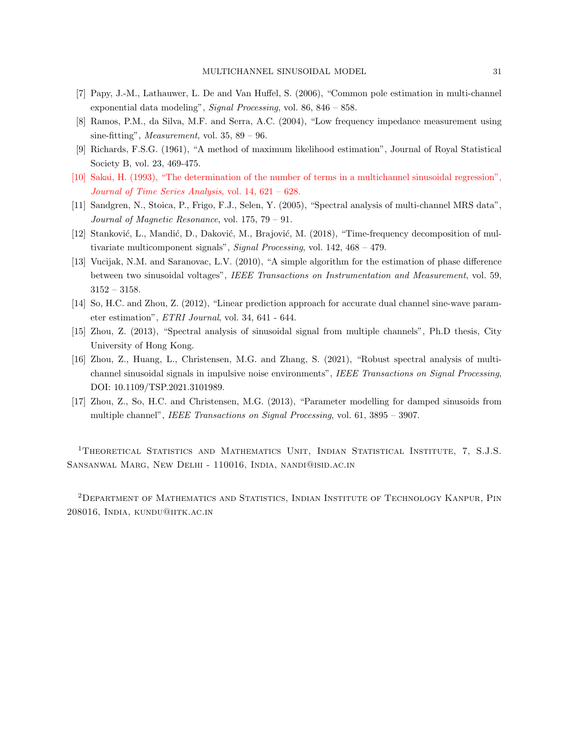[7] Papy, J.-M., Lathauwer, L. De and Van Huffel, S. (2006), "Common pole estimation in multi-channel exponential data modeling", *Signal Processing*, vol. 86, 846 – 858.

[8] Ramos, P.M., da Silva, M.F. and Serra, A.C. (2004), "Low frequency impedance measurement using sine-fitting", *Measurement*, vol. 35, 89 – 96.

[9] Richards, F.S.G. (1961), "A method of maximum likelihood estimation", Journal of Royal Statistical Society B, vol. 23, 469-475.

[10] Sakai, H. (1993), "The determination of the number of terms in a multichannel sinusoidal regression", *Journal of Time Series Analysis*, vol. 14, 621 – 628.

[11] Sandgren, N., Stoica, P., Frigo, F.J., Selen, Y. (2005), "Spectral analysis of multi-channel MRS data", *Journal of Magnetic Resonance*, vol. 175, 79 – 91.

[12] Stanković, L., Mandić, D., Daković, M., Brajović, M. (2018), "Time-frequency decomposition of multivariate multicomponent signals", *Signal Processing*, vol. 142, 468 – 479.

[13] Vucijak, N.M. and Saranovac, L.V. (2010), "A simple algorithm for the estimation of phase difference between two sinusoidal voltages", *IEEE Transactions on Instrumentation and Measurement*, vol. 59, 3152 – 3158.

[14] So, H.C. and Zhou, Z. (2012), "Linear prediction approach for accurate dual channel sine-wave parameter estimation", *ETRI Journal*, vol. 34, 641 - 644.

[15] Zhou, Z. (2013), "Spectral analysis of sinusoidal signal from multiple channels", Ph.D thesis, City University of Hong Kong.

[16] Zhou, Z., Huang, L., Christensen, M.G. and Zhang, S. (2021), "Robust spectral analysis of multi-channel sinusoidal signals in impulsive noise environments", *IEEE Transactions on Signal Processing*, DOI: 10.1109/TSP.2021.3101989.

[17] Zhou, Z., So, H.C. and Christensen, M.G. (2013), "Parameter modelling for damped sinusoids from multiple channel", *IEEE Transactions on Signal Processing*, vol. 61, 3895 – 3907.

[1] Theoretical Statistics and Mathematics Unit, Indian Statistical Institute, 7, S.J.S. Sansanwal Marg, New Delhi - 110016, India, nandi@isid.ac.in

[2] Department of Mathematics and Statistics, Indian Institute of Technology Kanpur, Pin 208016, India, kundu@iitk.ac.in